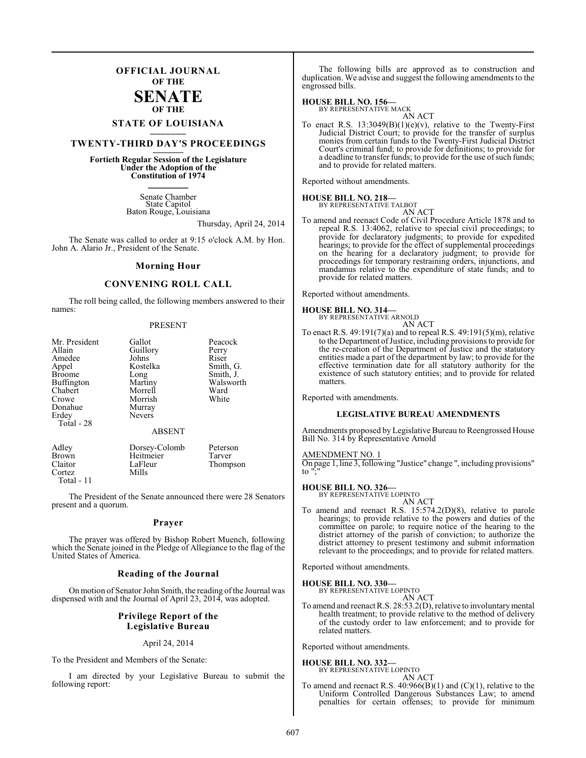# OFFICIAL JOURNAL OF THE SENATE OF THE STATE OF LOUISIANA

## TWENTY-THIRD DAY'S PROCEEDINGS

**Fortieth Regular Session of the Legislature Under the Adoption of the Constitution of 1974**

Senate Chamber
State Capitol
Baton Rouge, Louisiana

Thursday, April 24, 2014

The Senate was called to order at 9:15 o'clock A.M. by Hon. John A. Alario Jr., President of the Senate.

### Morning Hour

### CONVENING ROLL CALL

The roll being called, the following members answered to their names:

PRESENT

| | | |
|---|---|---|
| Mr. President | Gallot | Peacock |
| Allain | Guillory | Perry |
| Amedee | Johns | Riser |
| Appel | Kostelka | Smith, G. |
| Broome | Long | Smith, J. |
| Buffington | Martiny | Walsworth |
| Chabert | Morrell | Ward |
| Crowe | Morrish | White |
| Donahue | Murray | |
| Erdey | Nevers | |

Total - 28

ABSENT

| | | |
|---|---|---|
| Adley | Dorsey-Colomb | Peterson |
| Brown | Heitmeier | Tarver |
| Claitor | LaFleur | Thompson |
| Cortez | Mills | |

Total - 11

The President of the Senate announced there were 28 Senators present and a quorum.

### Prayer

The prayer was offered by Bishop Robert Muench, following which the Senate joined in the Pledge of Allegiance to the flag of the United States of America.

### Reading of the Journal

On motion of Senator John Smith, the reading of the Journal was dispensed with and the Journal of April 23, 2014, was adopted.

### Privilege Report of the Legislative Bureau

April 24, 2014

To the President and Members of the Senate:

I am directed by your Legislative Bureau to submit the following report:

The following bills are approved as to construction and duplication. We advise and suggest the following amendments to the engrossed bills.

**HOUSE BILL NO. 156—**
BY REPRESENTATIVE MACK
AN ACT

To enact R.S. 13:3049(B)(1)(e)(v), relative to the Twenty-First Judicial District Court; to provide for the transfer of surplus monies from certain funds to the Twenty-First Judicial District Court's criminal fund; to provide for definitions; to provide for a deadline to transfer funds; to provide for the use of such funds; and to provide for related matters.

Reported without amendments.

**HOUSE BILL NO. 218—**
BY REPRESENTATIVE TALBOT
AN ACT

To amend and reenact Code of Civil Procedure Article 1878 and to repeal R.S. 13:4062, relative to special civil proceedings; to provide for declaratory judgments; to provide for expedited hearings; to provide for the effect of supplemental proceedings on the hearing for a declaratory judgment; to provide for proceedings for temporary restraining orders, injunctions, and mandamus relative to the expenditure of state funds; and to provide for related matters.

Reported without amendments.

**HOUSE BILL NO. 314—**
BY REPRESENTATIVE ARNOLD
AN ACT

To enact R.S. 49:191(7)(a) and to repeal R.S. 49:191(5)(m), relative to the Department of Justice, including provisions to provide for the re-creation of the Department of Justice and the statutory entities made a part of the department by law; to provide for the effective termination date for all statutory authority for the existence of such statutory entities; and to provide for related matters.

Reported with amendments.

#### LEGISLATIVE BUREAU AMENDMENTS

Amendments proposed by Legislative Bureau to Reengrossed House Bill No. 314 by Representative Arnold

AMENDMENT NO. 1
On page 1, line 3, following "Justice" change ", including provisions" to ";"

**HOUSE BILL NO. 326—**
BY REPRESENTATIVE LOPINTO
AN ACT

To amend and reenact R.S. 15:574.2(D)(8), relative to parole hearings; to provide relative to the powers and duties of the committee on parole; to require notice of the hearing to the district attorney of the parish of conviction; to authorize the district attorney to present testimony and submit information relevant to the proceedings; and to provide for related matters.

Reported without amendments.

**HOUSE BILL NO. 330—**
BY REPRESENTATIVE LOPINTO
AN ACT

To amend and reenact R.S. 28:53.2(D), relative to involuntary mental health treatment; to provide relative to the method of delivery of the custody order to law enforcement; and to provide for related matters.

Reported without amendments.

**HOUSE BILL NO. 332—**
BY REPRESENTATIVE LOPINTO
AN ACT

To amend and reenact R.S. 40:966(B)(1) and (C)(1), relative to the Uniform Controlled Dangerous Substances Law; to amend penalties for certain offenses; to provide for minimum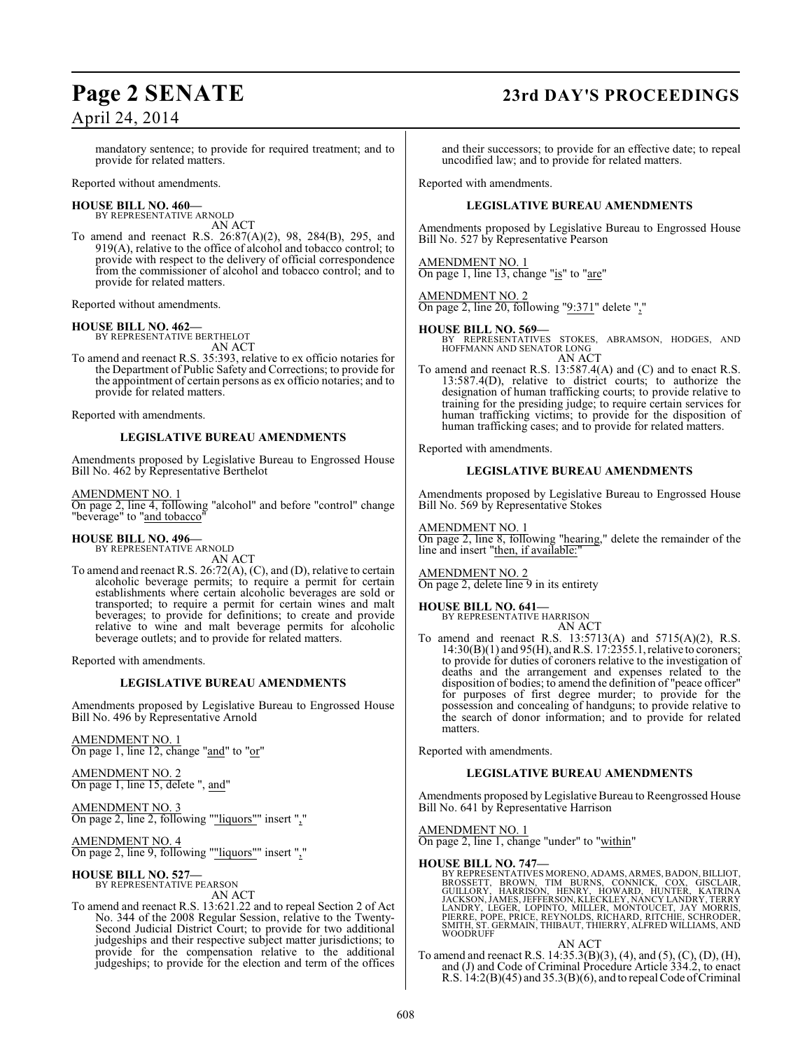mandatory sentence; to provide for required treatment; and to provide for related matters.

Reported without amendments.

**HOUSE BILL NO. 460—**
BY REPRESENTATIVE ARNOLD
AN ACT

To amend and reenact R.S. 26:87(A)(2), 98, 284(B), 295, and 919(A), relative to the office of alcohol and tobacco control; to provide with respect to the delivery of official correspondence from the commissioner of alcohol and tobacco control; and to provide for related matters.

Reported without amendments.

**HOUSE BILL NO. 462—**
BY REPRESENTATIVE BERTHELOT
AN ACT

To amend and reenact R.S. 35:393, relative to ex officio notaries for the Department of Public Safety and Corrections; to provide for the appointment of certain persons as ex officio notaries; and to provide for related matters.

Reported with amendments.

**LEGISLATIVE BUREAU AMENDMENTS**

Amendments proposed by Legislative Bureau to Engrossed House Bill No. 462 by Representative Berthelot

AMENDMENT NO. 1
On page 2, line 4, following "alcohol" and before "control" change "beverage" to "and tobacco"

**HOUSE BILL NO. 496—**
BY REPRESENTATIVE ARNOLD
AN ACT

To amend and reenact R.S. 26:72(A), (C), and (D), relative to certain alcoholic beverage permits; to require a permit for certain establishments where certain alcoholic beverages are sold or transported; to require a permit for certain wines and malt beverages; to provide for definitions; to create and provide relative to wine and malt beverage permits for alcoholic beverage outlets; and to provide for related matters.

Reported with amendments.

**LEGISLATIVE BUREAU AMENDMENTS**

Amendments proposed by Legislative Bureau to Engrossed House Bill No. 496 by Representative Arnold

AMENDMENT NO. 1
On page 1, line 12, change "and" to "or"

AMENDMENT NO. 2
On page 1, line 15, delete ", and"

AMENDMENT NO. 3
On page 2, line 2, following ""liquors"" insert ","

AMENDMENT NO. 4
On page 2, line 9, following ""liquors"" insert ","

**HOUSE BILL NO. 527—**
BY REPRESENTATIVE PEARSON
AN ACT

To amend and reenact R.S. 13:621.22 and to repeal Section 2 of Act No. 344 of the 2008 Regular Session, relative to the Twenty-Second Judicial District Court; to provide for two additional judgeships and their respective subject matter jurisdictions; to provide for the compensation relative to the additional judgeships; to provide for the election and term of the offices and their successors; to provide for an effective date; to repeal uncodified law; and to provide for related matters.

Reported with amendments.

**LEGISLATIVE BUREAU AMENDMENTS**

Amendments proposed by Legislative Bureau to Engrossed House Bill No. 527 by Representative Pearson

AMENDMENT NO. 1
On page 1, line 13, change "is" to "are"

AMENDMENT NO. 2
On page 2, line 20, following "9:371" delete ","

**HOUSE BILL NO. 569—**
BY REPRESENTATIVES STOKES, ABRAMSON, HODGES, AND HOFFMANN AND SENATOR LONG
AN ACT

To amend and reenact R.S. 13:587.4(A) and (C) and to enact R.S. 13:587.4(D), relative to district courts; to authorize the designation of human trafficking courts; to provide relative to training for the presiding judge; to require certain services for human trafficking victims; to provide for the disposition of human trafficking cases; and to provide for related matters.

Reported with amendments.

**LEGISLATIVE BUREAU AMENDMENTS**

Amendments proposed by Legislative Bureau to Engrossed House Bill No. 569 by Representative Stokes

AMENDMENT NO. 1
On page 2, line 8, following "hearing," delete the remainder of the line and insert "then, if available:"

AMENDMENT NO. 2
On page 2, delete line 9 in its entirety

**HOUSE BILL NO. 641—**
BY REPRESENTATIVE HARRISON
AN ACT

To amend and reenact R.S. 13:5713(A) and 5715(A)(2), R.S. 14:30(B)(1) and 95(H), and R.S. 17:2355.1, relative to coroners; to provide for duties of coroners relative to the investigation of deaths and the arrangement and expenses related to the disposition of bodies; to amend the definition of "peace officer" for purposes of first degree murder; to provide for the possession and concealing of handguns; to provide relative to the search of donor information; and to provide for related matters.

Reported with amendments.

**LEGISLATIVE BUREAU AMENDMENTS**

Amendments proposed by Legislative Bureau to Reengrossed House Bill No. 641 by Representative Harrison

AMENDMENT NO. 1
On page 2, line 1, change "under" to "within"

**HOUSE BILL NO. 747—**
BY REPRESENTATIVES MORENO, ADAMS, ARMES, BADON, BILLIOT, BROSSETT, BROWN, TIM BURNS, CONNICK, COX, GISCLAIR, GUILLORY, HARRISON, HENRY, HOWARD, HUNTER, KATRINA JACKSON, JAMES, JEFFERSON, KLECKLEY, NANCY LANDRY, TERRY LANDRY, LEGER, LOPINTO, MILLER, MONTOUCET, JAY MORRIS, PIERRE, POPE, PRICE, REYNOLDS, RICHARD, RITCHIE, SCHRODER, SMITH, ST. GERMAIN, THIBAUT, THIERRY, ALFRED WILLIAMS, AND WOODRUFF
AN ACT

To amend and reenact R.S. 14:35.3(B)(3), (4), and (5), (C), (D), (H), and (J) and Code of Criminal Procedure Article 334.2, to enact R.S. 14:2(B)(45) and 35.3(B)(6), and to repeal Code of Criminal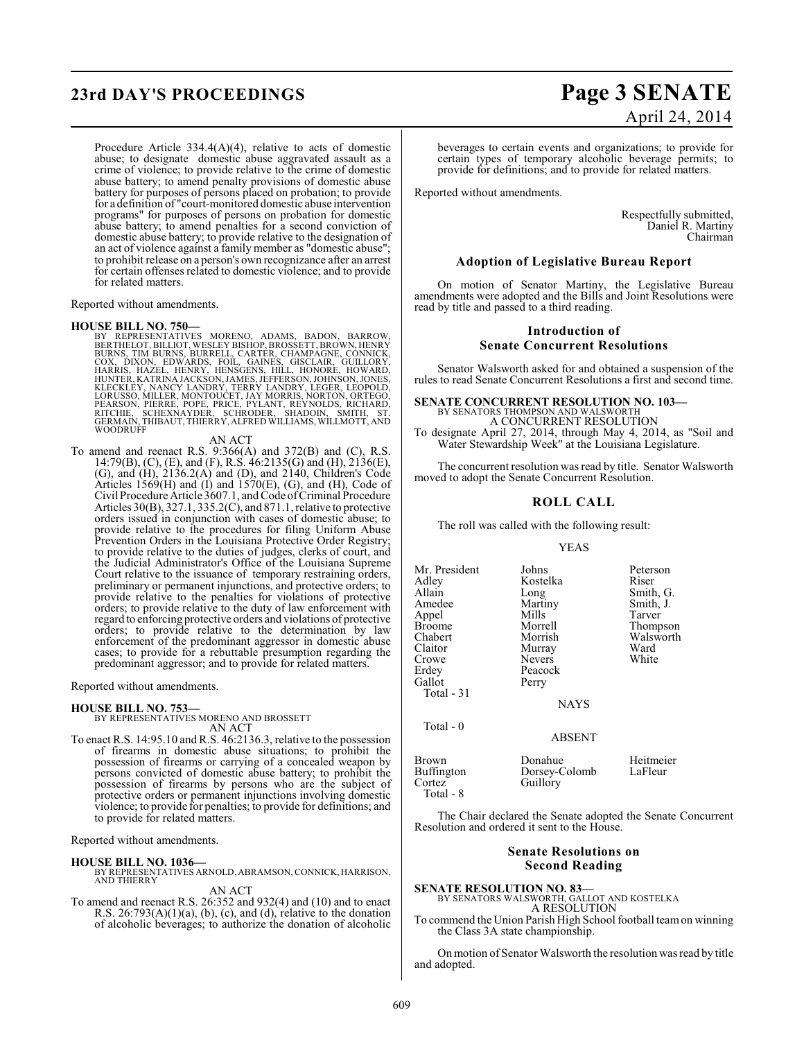Procedure Article 334.4(A)(4), relative to acts of domestic abuse; to designate domestic abuse aggravated assault as a crime of violence; to provide relative to the crime of domestic abuse battery; to amend penalty provisions of domestic abuse battery for purposes of persons placed on probation; to provide for a definition of "court-monitored domestic abuse intervention programs" for purposes of persons on probation for domestic abuse battery; to amend penalties for a second conviction of domestic abuse battery; to provide relative to the designation of an act of violence against a family member as "domestic abuse"; to prohibit release on a person's own recognizance after an arrest for certain offenses related to domestic violence; and to provide for related matters.

Reported without amendments.

**HOUSE BILL NO. 750—**
BY REPRESENTATIVES MORENO, ADAMS, BADON, BARROW, BERTHELOT, BILLIOT, WESLEY BISHOP, BROSSETT, BROWN, HENRY BURNS, TIM BURNS, BURRELL, CARTER, CHAMPAGNE, CONNICK, COX, DIXON, EDWARDS, FOIL, GAINES, GISCLAIR, GUILLORY, HARRIS, HAZEL, HENRY, HENSGENS, HILL, HONORE, HOWARD, HUNTER, KATRINA JACKSON, JAMES, JEFFERSON, JOHNSON, JONES, KLECKLEY, NANCY LANDRY, TERRY LANDRY, LEGER, LEOPOLD, LORUSSO, MILLER, MONTOUCET, JAY MORRIS, NORTON, ORTEGO, PEARSON, PIERRE, POPE, PRICE, PYLANT, REYNOLDS, RICHARD, RITCHIE, SCHEXNAYDER, SCHRODER, SHADOIN, SMITH, ST. GERMAIN, THIBAUT, THIERRY, ALFRED WILLIAMS, WILLMOTT, AND WOODRUFF

AN ACT

To amend and reenact R.S. 9:366(A) and 372(B) and (C), R.S. 14:79(B), (C), (E), and (F), R.S. 46:2135(G) and (H), 2136(E), (G), and (H), 2136.2(A) and (D), and 2140, Children's Code Articles 1569(H) and (I) and 1570(E), (G), and (H), Code of Civil Procedure Article 3607.1, and Code of Criminal Procedure Articles 30(B), 327.1, 335.2(C), and 871.1, relative to protective orders issued in conjunction with cases of domestic abuse; to provide relative to the procedures for filing Uniform Abuse Prevention Orders in the Louisiana Protective Order Registry; to provide relative to the duties of judges, clerks of court, and the Judicial Administrator's Office of the Louisiana Supreme Court relative to the issuance of temporary restraining orders, preliminary or permanent injunctions, and protective orders; to provide relative to the penalties for violations of protective orders; to provide relative to the duty of law enforcement with regard to enforcing protective orders and violations of protective orders; to provide relative to the determination by law enforcement of the predominant aggressor in domestic abuse cases; to provide for a rebuttable presumption regarding the predominant aggressor; and to provide for related matters.

Reported without amendments.

**HOUSE BILL NO. 753—**
BY REPRESENTATIVES MORENO AND BROSSETT

AN ACT

To enact R.S. 14:95.10 and R.S. 46:2136.3, relative to the possession of firearms in domestic abuse situations; to prohibit the possession of firearms or carrying of a concealed weapon by persons convicted of domestic abuse battery; to prohibit the possession of firearms by persons who are the subject of protective orders or permanent injunctions involving domestic violence; to provide for penalties; to provide for definitions; and to provide for related matters.

Reported without amendments.

**HOUSE BILL NO. 1036—**
BY REPRESENTATIVES ARNOLD, ABRAMSON, CONNICK, HARRISON, AND THIERRY

AN ACT

To amend and reenact R.S. 26:352 and 932(4) and (10) and to enact R.S. 26:793(A)(1)(a), (b), (c), and (d), relative to the donation of alcoholic beverages; to authorize the donation of alcoholic beverages to certain events and organizations; to provide for certain types of temporary alcoholic beverage permits; to provide for definitions; and to provide for related matters.

Reported without amendments.

Respectfully submitted,
Daniel R. Martiny
Chairman

### Adoption of Legislative Bureau Report

On motion of Senator Martiny, the Legislative Bureau amendments were adopted and the Bills and Joint Resolutions were read by title and passed to a third reading.

### Introduction of Senate Concurrent Resolutions

Senator Walsworth asked for and obtained a suspension of the rules to read Senate Concurrent Resolutions a first and second time.

**SENATE CONCURRENT RESOLUTION NO. 103—**
BY SENATORS THOMPSON AND WALSWORTH

A CONCURRENT RESOLUTION

To designate April 27, 2014, through May 4, 2014, as "Soil and Water Stewardship Week" at the Louisiana Legislature.

The concurrent resolution was read by title. Senator Walsworth moved to adopt the Senate Concurrent Resolution.

### ROLL CALL

The roll was called with the following result:

YEAS

| | | |
|---|---|---|
| Mr. President | Johns | Peterson |
| Adley | Kostelka | Riser |
| Allain | Long | Smith, G. |
| Amedee | Martiny | Smith, J. |
| Appel | Mills | Tarver |
| Broome | Morrell | Thompson |
| Chabert | Morrish | Walsworth |
| Claitor | Murray | Ward |
| Crowe | Nevers | White |
| Erdey | Peacock | |
| Gallot | Perry | |

Total - 31

NAYS

Total - 0

ABSENT

| | | |
|---|---|---|
| Brown | Donahue | Heitmeier |
| Buffington | Dorsey-Colomb | LaFleur |
| Cortez | Guillory | |

Total - 8

The Chair declared the Senate adopted the Senate Concurrent Resolution and ordered it sent to the House.

### Senate Resolutions on Second Reading

**SENATE RESOLUTION NO. 83—**
BY SENATORS WALSWORTH, GALLOT AND KOSTELKA

A RESOLUTION

To commend the Union Parish High School football team on winning the Class 3A state championship.

On motion of Senator Walsworth the resolution was read by title and adopted.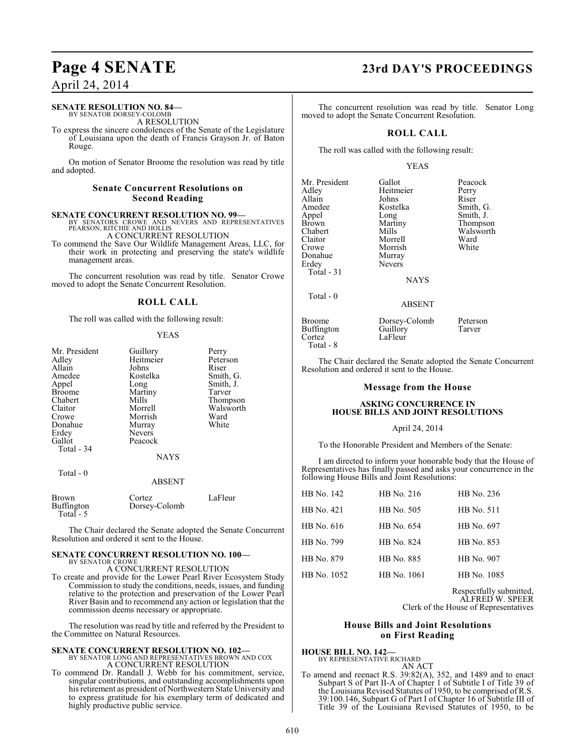**SENATE RESOLUTION NO. 84—**
BY SENATOR DORSEY-COLOMB
A RESOLUTION

To express the sincere condolences of the Senate of the Legislature of Louisiana upon the death of Francis Grayson Jr. of Baton Rouge.

On motion of Senator Broome the resolution was read by title and adopted.

### Senate Concurrent Resolutions on Second Reading

**SENATE CONCURRENT RESOLUTION NO. 99—**
BY SENATORS CROWE AND NEVERS AND REPRESENTATIVES PEARSON, RITCHIE AND HOLLIS
A CONCURRENT RESOLUTION

To commend the Save Our Wildlife Management Areas, LLC, for their work in protecting and preserving the state's wildlife management areas.

The concurrent resolution was read by title. Senator Crowe moved to adopt the Senate Concurrent Resolution.

### ROLL CALL

The roll was called with the following result:

YEAS

| | | |
|---|---|---|
| Mr. President | Guillory | Perry |
| Adley | Heitmeier | Peterson |
| Allain | Johns | Riser |
| Amedee | Kostelka | Smith, G. |
| Appel | Long | Smith, J. |
| Broome | Martiny | Tarver |
| Chabert | Mills | Thompson |
| Claitor | Morrell | Walsworth |
| Crowe | Morrish | Ward |
| Donahue | Murray | White |
| Erdey | Nevers | |
| Gallot | Peacock | |

Total - 34

NAYS

Total - 0

ABSENT

| | | |
|---|---|---|
| Brown | Cortez | LaFleur |
| Buffington | Dorsey-Colomb | |

Total - 5

The Chair declared the Senate adopted the Senate Concurrent Resolution and ordered it sent to the House.

**SENATE CONCURRENT RESOLUTION NO. 100—**
BY SENATOR CROWE
A CONCURRENT RESOLUTION

To create and provide for the Lower Pearl River Ecosystem Study Commission to study the conditions, needs, issues, and funding relative to the protection and preservation of the Lower Pearl River Basin and to recommend any action or legislation that the commission deems necessary or appropriate.

The resolution was read by title and referred by the President to the Committee on Natural Resources.

**SENATE CONCURRENT RESOLUTION NO. 102—**
BY SENATOR LONG AND REPRESENTATIVES BROWN AND COX
A CONCURRENT RESOLUTION

To commend Dr. Randall J. Webb for his commitment, service, singular contributions, and outstanding accomplishments upon his retirement as president of Northwestern State University and to express gratitude for his exemplary term of dedicated and highly productive public service.

The concurrent resolution was read by title. Senator Long moved to adopt the Senate Concurrent Resolution.

### ROLL CALL

The roll was called with the following result:

YEAS

| | | |
|---|---|---|
| Mr. President | Gallot | Peacock |
| Adley | Heitmeier | Perry |
| Allain | Johns | Riser |
| Amedee | Kostelka | Smith, G. |
| Appel | Long | Smith, J. |
| Brown | Martiny | Thompson |
| Chabert | Mills | Walsworth |
| Claitor | Morrell | Ward |
| Crowe | Morrish | White |
| Donahue | Murray | |
| Erdey | Nevers | |

Total - 31

NAYS

Total - 0

ABSENT

| | | |
|---|---|---|
| Broome | Dorsey-Colomb | Peterson |
| Buffington | Guillory | Tarver |
| Cortez | LaFleur | |

Total - 8

The Chair declared the Senate adopted the Senate Concurrent Resolution and ordered it sent to the House.

### Message from the House

**ASKING CONCURRENCE IN HOUSE BILLS AND JOINT RESOLUTIONS**

April 24, 2014

To the Honorable President and Members of the Senate:

I am directed to inform your honorable body that the House of Representatives has finally passed and asks your concurrence in the following House Bills and Joint Resolutions:

| | | |
|---|---|---|
| HB No. 142 | HB No. 216 | HB No. 236 |
| HB No. 421 | HB No. 505 | HB No. 511 |
| HB No. 616 | HB No. 654 | HB No. 697 |
| HB No. 799 | HB No. 824 | HB No. 853 |
| HB No. 879 | HB No. 885 | HB No. 907 |
| HB No. 1052 | HB No. 1061 | HB No. 1085 |

Respectfully submitted,
ALFRED W. SPEER
Clerk of the House of Representatives

### House Bills and Joint Resolutions on First Reading

**HOUSE BILL NO. 142—**
BY REPRESENTATIVE RICHARD
AN ACT

To amend and reenact R.S. 39:82(A), 352, and 1489 and to enact Subpart S of Part II-A of Chapter 1 of Subtitle I of Title 39 of the Louisiana Revised Statutes of 1950, to be comprised of R.S. 39:100.146, Subpart G of Part I of Chapter 16 of Subtitle III of Title 39 of the Louisiana Revised Statutes of 1950, to be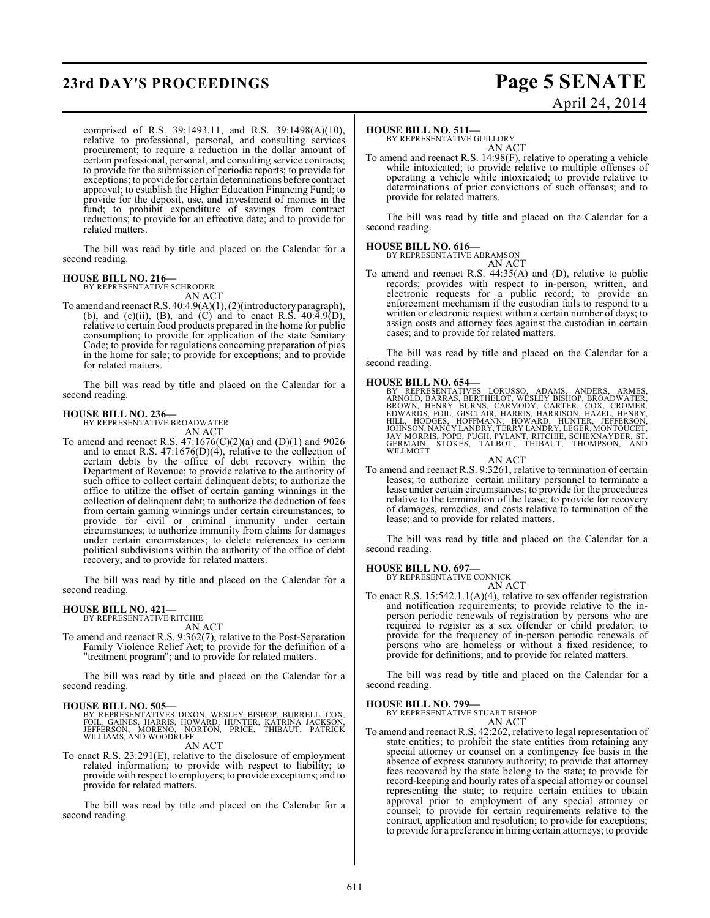comprised of R.S. 39:1493.11, and R.S. 39:1498(A)(10), relative to professional, personal, and consulting services procurement; to require a reduction in the dollar amount of certain professional, personal, and consulting service contracts; to provide for the submission of periodic reports; to provide for exceptions; to provide for certain determinations before contract approval; to establish the Higher Education Financing Fund; to provide for the deposit, use, and investment of monies in the fund; to prohibit expenditure of savings from contract reductions; to provide for an effective date; and to provide for related matters.

The bill was read by title and placed on the Calendar for a second reading.

**HOUSE BILL NO. 216—**
BY REPRESENTATIVE SCHRODER
AN ACT

To amend and reenact R.S. 40:4.9(A)(1), (2)(introductory paragraph), (b), and (c)(ii), (B), and (C) and to enact R.S. 40:4.9(D), relative to certain food products prepared in the home for public consumption; to provide for application of the state Sanitary Code; to provide for regulations concerning preparation of pies in the home for sale; to provide for exceptions; and to provide for related matters.

The bill was read by title and placed on the Calendar for a second reading.

**HOUSE BILL NO. 236—**
BY REPRESENTATIVE BROADWATER
AN ACT

To amend and reenact R.S. 47:1676(C)(2)(a) and (D)(1) and 9026 and to enact R.S. 47:1676(D)(4), relative to the collection of certain debts by the office of debt recovery within the Department of Revenue; to provide relative to the authority of such office to collect certain delinquent debts; to authorize the office to utilize the offset of certain gaming winnings in the collection of delinquent debt; to authorize the deduction of fees from certain gaming winnings under certain circumstances; to provide for civil or criminal immunity under certain circumstances; to authorize immunity from claims for damages under certain circumstances; to delete references to certain political subdivisions within the authority of the office of debt recovery; and to provide for related matters.

The bill was read by title and placed on the Calendar for a second reading.

**HOUSE BILL NO. 421—**
BY REPRESENTATIVE RITCHIE
AN ACT

To amend and reenact R.S. 9:362(7), relative to the Post-Separation Family Violence Relief Act; to provide for the definition of a "treatment program"; and to provide for related matters.

The bill was read by title and placed on the Calendar for a second reading.

**HOUSE BILL NO. 505—**
BY REPRESENTATIVES DIXON, WESLEY BISHOP, BURRELL, COX, FOIL, GAINES, HARRIS, HOWARD, HUNTER, KATRINA JACKSON, JEFFERSON, MORENO, NORTON, PRICE, THIBAUT, PATRICK WILLIAMS, AND WOODRUFF
AN ACT

To enact R.S. 23:291(E), relative to the disclosure of employment related information; to provide with respect to liability; to provide with respect to employers; to provide exceptions; and to provide for related matters.

The bill was read by title and placed on the Calendar for a second reading.

**HOUSE BILL NO. 511—**
BY REPRESENTATIVE GUILLORY
AN ACT

To amend and reenact R.S. 14:98(F), relative to operating a vehicle while intoxicated; to provide relative to multiple offenses of operating a vehicle while intoxicated; to provide relative to determinations of prior convictions of such offenses; and to provide for related matters.

The bill was read by title and placed on the Calendar for a second reading.

**HOUSE BILL NO. 616—**
BY REPRESENTATIVE ABRAMSON
AN ACT

To amend and reenact R.S. 44:35(A) and (D), relative to public records; provides with respect to in-person, written, and electronic requests for a public record; to provide an enforcement mechanism if the custodian fails to respond to a written or electronic request within a certain number of days; to assign costs and attorney fees against the custodian in certain cases; and to provide for related matters.

The bill was read by title and placed on the Calendar for a second reading.

**HOUSE BILL NO. 654—**
BY REPRESENTATIVES LORUSSO, ADAMS, ANDERS, ARMES, ARNOLD, BARRAS, BERTHELOT, WESLEY BISHOP, BROADWATER, BROWN, HENRY BURNS, CARMODY, CARTER, COX, CROMER, EDWARDS, FOIL, GISCLAIR, HARRIS, HARRISON, HAZEL, HENRY, HILL, HODGES, HOFFMANN, HOWARD, HUNTER, JEFFERSON, JOHNSON, NANCY LANDRY, TERRY LANDRY, LEGER, MONTOUCET, JAY MORRIS, POPE, PUGH, PYLANT, RITCHIE, SCHEXNAYDER, ST. GERMAIN, STOKES, TALBOT, THIBAUT, THOMPSON, AND WILLMOTT
AN ACT

To amend and reenact R.S. 9:3261, relative to termination of certain leases; to authorize certain military personnel to terminate a lease under certain circumstances; to provide for the procedures relative to the termination of the lease; to provide for recovery of damages, remedies, and costs relative to termination of the lease; and to provide for related matters.

The bill was read by title and placed on the Calendar for a second reading.

**HOUSE BILL NO. 697—**
BY REPRESENTATIVE CONNICK
AN ACT

To enact R.S. 15:542.1.1(A)(4), relative to sex offender registration and notification requirements; to provide relative to the in-person periodic renewals of registration by persons who are required to register as a sex offender or child predator; to provide for the frequency of in-person periodic renewals of persons who are homeless or without a fixed residence; to provide for definitions; and to provide for related matters.

The bill was read by title and placed on the Calendar for a second reading.

**HOUSE BILL NO. 799—**
BY REPRESENTATIVE STUART BISHOP
AN ACT

To amend and reenact R.S. 42:262, relative to legal representation of state entities; to prohibit the state entities from retaining any special attorney or counsel on a contingency fee basis in the absence of express statutory authority; to provide that attorney fees recovered by the state belong to the state; to provide for record-keeping and hourly rates of a special attorney or counsel representing the state; to require certain entities to obtain approval prior to employment of any special attorney or counsel; to provide for certain requirements relative to the contract, application and resolution; to provide for exceptions; to provide for a preference in hiring certain attorneys; to provide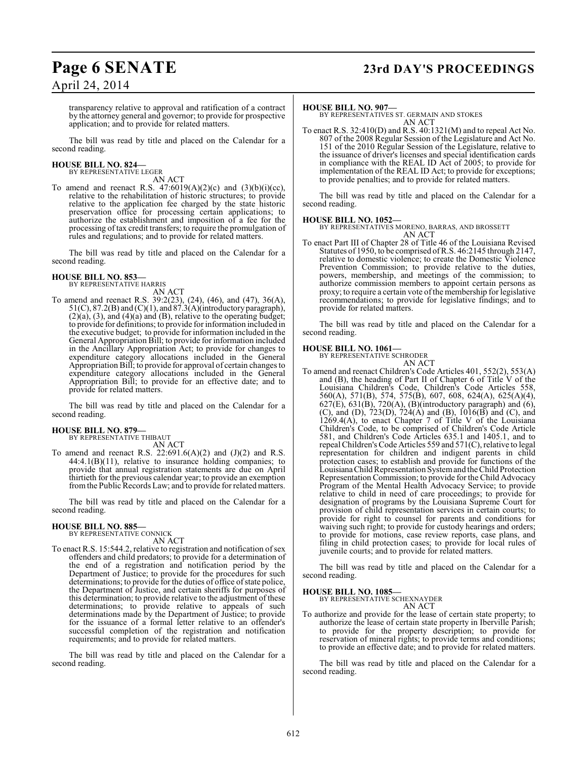transparency relative to approval and ratification of a contract by the attorney general and governor; to provide for prospective application; and to provide for related matters.

The bill was read by title and placed on the Calendar for a second reading.

**HOUSE BILL NO. 824—**
BY REPRESENTATIVE LEGER
AN ACT

To amend and reenact R.S. 47:6019(A)(2)(c) and (3)(b)(i)(cc), relative to the rehabilitation of historic structures; to provide relative to the application fee charged by the state historic preservation office for processing certain applications; to authorize the establishment and imposition of a fee for the processing of tax credit transfers; to require the promulgation of rules and regulations; and to provide for related matters.

The bill was read by title and placed on the Calendar for a second reading.

**HOUSE BILL NO. 853—**
BY REPRESENTATIVE HARRIS
AN ACT

To amend and reenact R.S. 39:2(23), (24), (46), and (47), 36(A), 51(C), 87.2(B) and (C)(1), and 87.3(A)(introductory paragraph), (2)(a), (3), and (4)(a) and (B), relative to the operating budget; to provide for definitions; to provide for information included in the executive budget; to provide for information included in the General Appropriation Bill; to provide for information included in the Ancillary Appropriation Act; to provide for changes to expenditure category allocations included in the General Appropriation Bill; to provide for approval of certain changes to expenditure category allocations included in the General Appropriation Bill; to provide for an effective date; and to provide for related matters.

The bill was read by title and placed on the Calendar for a second reading.

**HOUSE BILL NO. 879—**
BY REPRESENTATIVE THIBAUT
AN ACT

To amend and reenact R.S. 22:691.6(A)(2) and (J)(2) and R.S. 44:4.1(B)(11), relative to insurance holding companies; to provide that annual registration statements are due on April thirtieth for the previous calendar year; to provide an exemption from the Public Records Law; and to provide for related matters.

The bill was read by title and placed on the Calendar for a second reading.

**HOUSE BILL NO. 885—**
BY REPRESENTATIVE CONNICK
AN ACT

To enact R.S. 15:544.2, relative to registration and notification of sex offenders and child predators; to provide for a determination of the end of a registration and notification period by the Department of Justice; to provide for the procedures for such determinations; to provide for the duties of office of state police, the Department of Justice, and certain sheriffs for purposes of this determination; to provide relative to the adjustment of these determinations; to provide relative to appeals of such determinations made by the Department of Justice; to provide for the issuance of a formal letter relative to an offender's successful completion of the registration and notification requirements; and to provide for related matters.

The bill was read by title and placed on the Calendar for a second reading.

**HOUSE BILL NO. 907—**
BY REPRESENTATIVES ST. GERMAIN AND STOKES
AN ACT

To enact R.S. 32:410(D) and R.S. 40:1321(M) and to repeal Act No. 807 of the 2008 Regular Session of the Legislature and Act No. 151 of the 2010 Regular Session of the Legislature, relative to the issuance of driver's licenses and special identification cards in compliance with the REAL ID Act of 2005; to provide for implementation of the REAL ID Act; to provide for exceptions; to provide penalties; and to provide for related matters.

The bill was read by title and placed on the Calendar for a second reading.

**HOUSE BILL NO. 1052—**
BY REPRESENTATIVES MORENO, BARRAS, AND BROSSETT
AN ACT

To enact Part III of Chapter 28 of Title 46 of the Louisiana Revised Statutes of 1950, to be comprised of R.S. 46:2145 through 2147, relative to domestic violence; to create the Domestic Violence Prevention Commission; to provide relative to the duties, powers, membership, and meetings of the commission; to authorize commission members to appoint certain persons as proxy; to require a certain vote of the membership for legislative recommendations; to provide for legislative findings; and to provide for related matters.

The bill was read by title and placed on the Calendar for a second reading.

**HOUSE BILL NO. 1061—**
BY REPRESENTATIVE SCHRODER
AN ACT

To amend and reenact Children's Code Articles 401, 552(2), 553(A) and (B), the heading of Part II of Chapter 6 of Title V of the Louisiana Children's Code, Children's Code Articles 558, 560(A), 571(B), 574, 575(B), 607, 608, 624(A), 625(A)(4), 627(E), 631(B), 720(A), (B)(introductory paragraph) and (6), (C), and (D), 723(D), 724(A) and (B), 1016(B) and (C), and 1269.4(A), to enact Chapter 7 of Title V of the Louisiana Children's Code, to be comprised of Children's Code Article 581, and Children's Code Articles 635.1 and 1405.1, and to repeal Children's Code Articles 559 and 571(C), relative to legal representation for children and indigent parents in child protection cases; to establish and provide for functions of the Louisiana Child Representation System and the Child Protection Representation Commission; to provide for the Child Advocacy Program of the Mental Health Advocacy Service; to provide relative to child in need of care proceedings; to provide for designation of programs by the Louisiana Supreme Court for provision of child representation services in certain courts; to provide for right to counsel for parents and conditions for waiving such right; to provide for custody hearings and orders; to provide for motions, case review reports, case plans, and filing in child protection cases; to provide for local rules of juvenile courts; and to provide for related matters.

The bill was read by title and placed on the Calendar for a second reading.

**HOUSE BILL NO. 1085—**
BY REPRESENTATIVE SCHEXNAYDER
AN ACT

To authorize and provide for the lease of certain state property; to authorize the lease of certain state property in Iberville Parish; to provide for the property description; to provide for reservation of mineral rights; to provide terms and conditions; to provide an effective date; and to provide for related matters.

The bill was read by title and placed on the Calendar for a second reading.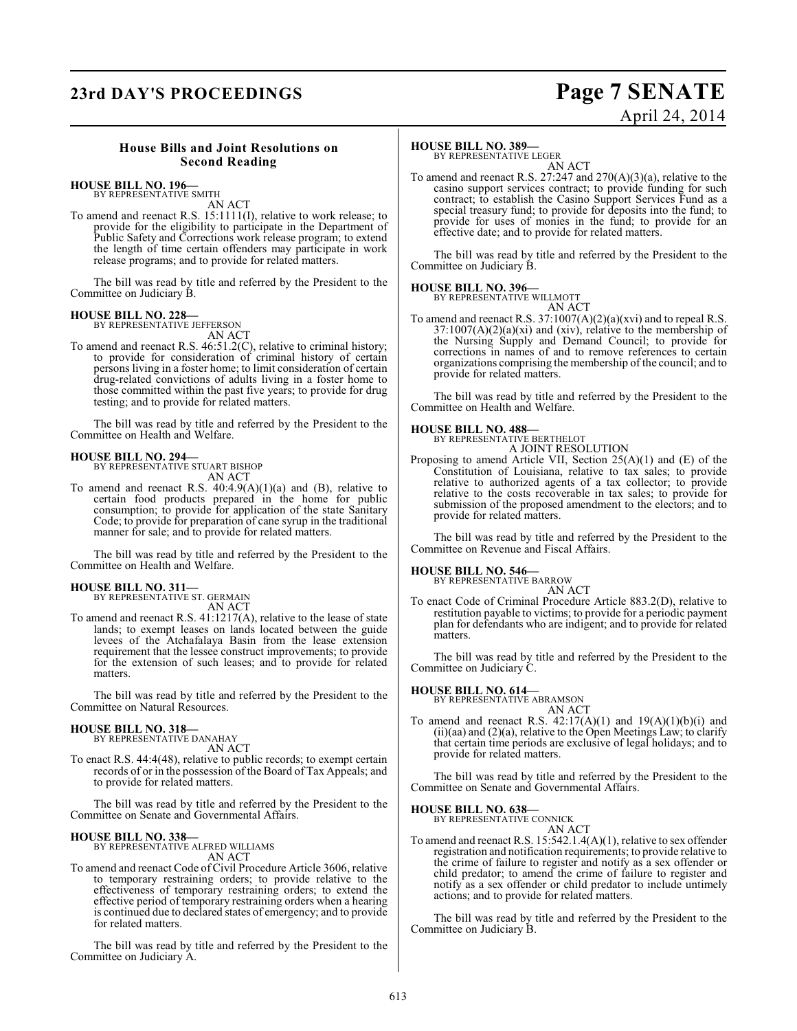## House Bills and Joint Resolutions on Second Reading

**HOUSE BILL NO. 196—**
BY REPRESENTATIVE SMITH
AN ACT

To amend and reenact R.S. 15:1111(I), relative to work release; to provide for the eligibility to participate in the Department of Public Safety and Corrections work release program; to extend the length of time certain offenders may participate in work release programs; and to provide for related matters.

The bill was read by title and referred by the President to the Committee on Judiciary B.

**HOUSE BILL NO. 228—**
BY REPRESENTATIVE JEFFERSON
AN ACT

To amend and reenact R.S. 46:51.2(C), relative to criminal history; to provide for consideration of criminal history of certain persons living in a foster home; to limit consideration of certain drug-related convictions of adults living in a foster home to those committed within the past five years; to provide for drug testing; and to provide for related matters.

The bill was read by title and referred by the President to the Committee on Health and Welfare.

**HOUSE BILL NO. 294—**
BY REPRESENTATIVE STUART BISHOP
AN ACT

To amend and reenact R.S. 40:4.9(A)(1)(a) and (B), relative to certain food products prepared in the home for public consumption; to provide for application of the state Sanitary Code; to provide for preparation of cane syrup in the traditional manner for sale; and to provide for related matters.

The bill was read by title and referred by the President to the Committee on Health and Welfare.

**HOUSE BILL NO. 311—**
BY REPRESENTATIVE ST. GERMAIN
AN ACT

To amend and reenact R.S. 41:1217(A), relative to the lease of state lands; to exempt leases on lands located between the guide levees of the Atchafalaya Basin from the lease extension requirement that the lessee construct improvements; to provide for the extension of such leases; and to provide for related matters.

The bill was read by title and referred by the President to the Committee on Natural Resources.

**HOUSE BILL NO. 318—**
BY REPRESENTATIVE DANAHAY
AN ACT

To enact R.S. 44:4(48), relative to public records; to exempt certain records of or in the possession of the Board of Tax Appeals; and to provide for related matters.

The bill was read by title and referred by the President to the Committee on Senate and Governmental Affairs.

**HOUSE BILL NO. 338—**
BY REPRESENTATIVE ALFRED WILLIAMS
AN ACT

To amend and reenact Code of Civil Procedure Article 3606, relative to temporary restraining orders; to provide relative to the effectiveness of temporary restraining orders; to extend the effective period of temporary restraining orders when a hearing is continued due to declared states of emergency; and to provide for related matters.

The bill was read by title and referred by the President to the Committee on Judiciary A.

**HOUSE BILL NO. 389—**
BY REPRESENTATIVE LEGER
AN ACT

To amend and reenact R.S. 27:247 and 270(A)(3)(a), relative to the casino support services contract; to provide funding for such contract; to establish the Casino Support Services Fund as a special treasury fund; to provide for deposits into the fund; to provide for uses of monies in the fund; to provide for an effective date; and to provide for related matters.

The bill was read by title and referred by the President to the Committee on Judiciary B.

**HOUSE BILL NO. 396—**
BY REPRESENTATIVE WILLMOTT
AN ACT

To amend and reenact R.S. 37:1007(A)(2)(a)(xvi) and to repeal R.S. 37:1007(A)(2)(a)(xi) and (xiv), relative to the membership of the Nursing Supply and Demand Council; to provide for corrections in names of and to remove references to certain organizations comprising the membership of the council; and to provide for related matters.

The bill was read by title and referred by the President to the Committee on Health and Welfare.

**HOUSE BILL NO. 488—**
BY REPRESENTATIVE BERTHELOT
A JOINT RESOLUTION

Proposing to amend Article VII, Section 25(A)(1) and (E) of the Constitution of Louisiana, relative to tax sales; to provide relative to authorized agents of a tax collector; to provide relative to the costs recoverable in tax sales; to provide for submission of the proposed amendment to the electors; and to provide for related matters.

The bill was read by title and referred by the President to the Committee on Revenue and Fiscal Affairs.

**HOUSE BILL NO. 546—**
BY REPRESENTATIVE BARROW
AN ACT

To enact Code of Criminal Procedure Article 883.2(D), relative to restitution payable to victims; to provide for a periodic payment plan for defendants who are indigent; and to provide for related matters.

The bill was read by title and referred by the President to the Committee on Judiciary C.

**HOUSE BILL NO. 614—**
BY REPRESENTATIVE ABRAMSON
AN ACT

To amend and reenact R.S. 42:17(A)(1) and 19(A)(1)(b)(i) and (ii)(aa) and (2)(a), relative to the Open Meetings Law; to clarify that certain time periods are exclusive of legal holidays; and to provide for related matters.

The bill was read by title and referred by the President to the Committee on Senate and Governmental Affairs.

**HOUSE BILL NO. 638—**
BY REPRESENTATIVE CONNICK
AN ACT

To amend and reenact R.S. 15:542.1.4(A)(1), relative to sex offender registration and notification requirements; to provide relative to the crime of failure to register and notify as a sex offender or child predator; to amend the crime of failure to register and notify as a sex offender or child predator to include untimely actions; and to provide for related matters.

The bill was read by title and referred by the President to the Committee on Judiciary B.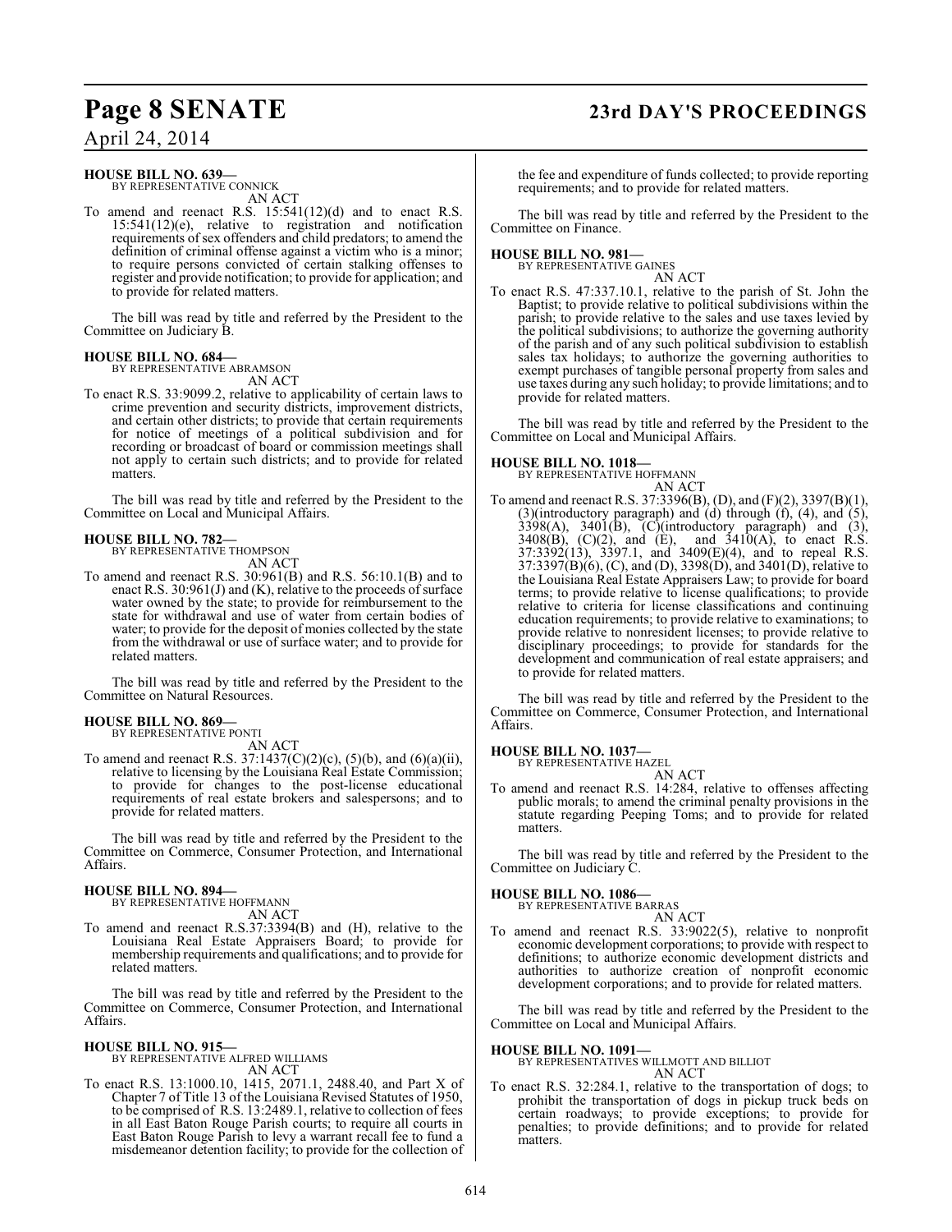**HOUSE BILL NO. 639—**
BY REPRESENTATIVE CONNICK
AN ACT

To amend and reenact R.S. 15:541(12)(d) and to enact R.S. 15:541(12)(e), relative to registration and notification requirements of sex offenders and child predators; to amend the definition of criminal offense against a victim who is a minor; to require persons convicted of certain stalking offenses to register and provide notification; to provide for application; and to provide for related matters.

The bill was read by title and referred by the President to the Committee on Judiciary B.

**HOUSE BILL NO. 684—**
BY REPRESENTATIVE ABRAMSON
AN ACT

To enact R.S. 33:9099.2, relative to applicability of certain laws to crime prevention and security districts, improvement districts, and certain other districts; to provide that certain requirements for notice of meetings of a political subdivision and for recording or broadcast of board or commission meetings shall not apply to certain such districts; and to provide for related matters.

The bill was read by title and referred by the President to the Committee on Local and Municipal Affairs.

**HOUSE BILL NO. 782—**
BY REPRESENTATIVE THOMPSON
AN ACT

To amend and reenact R.S. 30:961(B) and R.S. 56:10.1(B) and to enact R.S. 30:961(J) and (K), relative to the proceeds of surface water owned by the state; to provide for reimbursement to the state for withdrawal and use of water from certain bodies of water; to provide for the deposit of monies collected by the state from the withdrawal or use of surface water; and to provide for related matters.

The bill was read by title and referred by the President to the Committee on Natural Resources.

**HOUSE BILL NO. 869—**
BY REPRESENTATIVE PONTI
AN ACT

To amend and reenact R.S. 37:1437(C)(2)(c), (5)(b), and (6)(a)(ii), relative to licensing by the Louisiana Real Estate Commission; to provide for changes to the post-license educational requirements of real estate brokers and salespersons; and to provide for related matters.

The bill was read by title and referred by the President to the Committee on Commerce, Consumer Protection, and International Affairs.

**HOUSE BILL NO. 894—**
BY REPRESENTATIVE HOFFMANN
AN ACT

To amend and reenact R.S.37:3394(B) and (H), relative to the Louisiana Real Estate Appraisers Board; to provide for membership requirements and qualifications; and to provide for related matters.

The bill was read by title and referred by the President to the Committee on Commerce, Consumer Protection, and International Affairs.

**HOUSE BILL NO. 915—**
BY REPRESENTATIVE ALFRED WILLIAMS
AN ACT

To enact R.S. 13:1000.10, 1415, 2071.1, 2488.40, and Part X of Chapter 7 of Title 13 of the Louisiana Revised Statutes of 1950, to be comprised of R.S. 13:2489.1, relative to collection of fees in all East Baton Rouge Parish courts; to require all courts in East Baton Rouge Parish to levy a warrant recall fee to fund a misdemeanor detention facility; to provide for the collection of the fee and expenditure of funds collected; to provide reporting requirements; and to provide for related matters.

The bill was read by title and referred by the President to the Committee on Finance.

**HOUSE BILL NO. 981—**
BY REPRESENTATIVE GAINES
AN ACT

To enact R.S. 47:337.10.1, relative to the parish of St. John the Baptist; to provide relative to political subdivisions within the parish; to provide relative to the sales and use taxes levied by the political subdivisions; to authorize the governing authority of the parish and of any such political subdivision to establish sales tax holidays; to authorize the governing authorities to exempt purchases of tangible personal property from sales and use taxes during any such holiday; to provide limitations; and to provide for related matters.

The bill was read by title and referred by the President to the Committee on Local and Municipal Affairs.

**HOUSE BILL NO. 1018—**
BY REPRESENTATIVE HOFFMANN
AN ACT

To amend and reenact R.S. 37:3396(B), (D), and (F)(2), 3397(B)(1), (3)(introductory paragraph) and (d) through (f), (4), and (5), 3398(A), 3401(B), (C)(introductory paragraph) and (3), 3408(B), (C)(2), and (E), and 3410(A), to enact R.S. 37:3392(13), 3397.1, and 3409(E)(4), and to repeal R.S. 37:3397(B)(6), (C), and (D), 3398(D), and 3401(D), relative to the Louisiana Real Estate Appraisers Law; to provide for board terms; to provide relative to license qualifications; to provide relative to criteria for license classifications and continuing education requirements; to provide relative to examinations; to provide relative to nonresident licenses; to provide relative to disciplinary proceedings; to provide for standards for the development and communication of real estate appraisers; and to provide for related matters.

The bill was read by title and referred by the President to the Committee on Commerce, Consumer Protection, and International Affairs.

**HOUSE BILL NO. 1037—**
BY REPRESENTATIVE HAZEL
AN ACT

To amend and reenact R.S. 14:284, relative to offenses affecting public morals; to amend the criminal penalty provisions in the statute regarding Peeping Toms; and to provide for related matters.

The bill was read by title and referred by the President to the Committee on Judiciary C.

**HOUSE BILL NO. 1086—**
BY REPRESENTATIVE BARRAS
AN ACT

To amend and reenact R.S. 33:9022(5), relative to nonprofit economic development corporations; to provide with respect to definitions; to authorize economic development districts and authorities to authorize creation of nonprofit economic development corporations; and to provide for related matters.

The bill was read by title and referred by the President to the Committee on Local and Municipal Affairs.

**HOUSE BILL NO. 1091—**
BY REPRESENTATIVES WILLMOTT AND BILLIOT
AN ACT

To enact R.S. 32:284.1, relative to the transportation of dogs; to prohibit the transportation of dogs in pickup truck beds on certain roadways; to provide exceptions; to provide for penalties; to provide definitions; and to provide for related matters.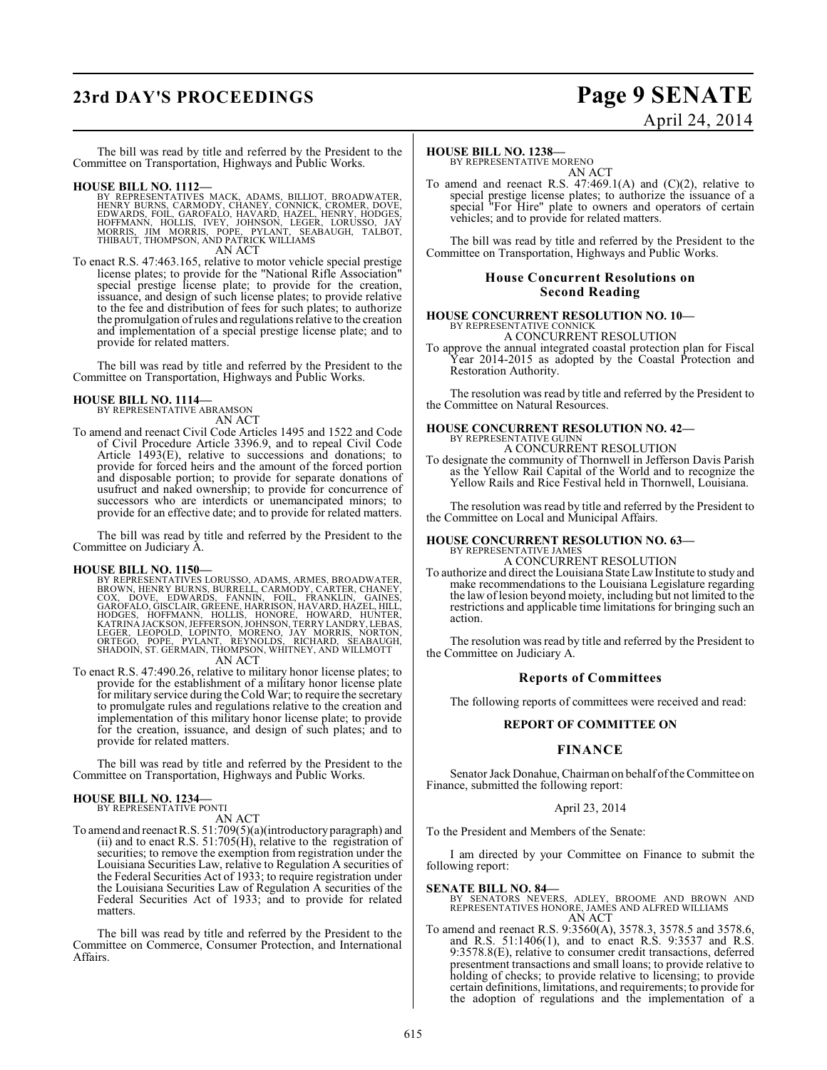The bill was read by title and referred by the President to the Committee on Transportation, Highways and Public Works.

**HOUSE BILL NO. 1112—**
BY REPRESENTATIVES MACK, ADAMS, BILLIOT, BROADWATER, HENRY BURNS, CARMODY, CHANEY, CONNICK, CROMER, DOVE, EDWARDS, FOIL, GAROFALO, HAVARD, HAZEL, HENRY, HODGES, HOFFMANN, HOLLIS, IVEY, JOHNSON, LEGER, LORUSSO, JAY MORRIS, JIM MORRIS, POPE, PYLANT, SEABAUGH, TALBOT, THIBAUT, THOMPSON, AND PATRICK WILLIAMS

AN ACT

To enact R.S. 47:463.165, relative to motor vehicle special prestige license plates; to provide for the "National Rifle Association" special prestige license plate; to provide for the creation, issuance, and design of such license plates; to provide relative to the fee and distribution of fees for such plates; to authorize the promulgation of rules and regulations relative to the creation and implementation of a special prestige license plate; and to provide for related matters.

The bill was read by title and referred by the President to the Committee on Transportation, Highways and Public Works.

**HOUSE BILL NO. 1114—**
BY REPRESENTATIVE ABRAMSON

AN ACT

To amend and reenact Civil Code Articles 1495 and 1522 and Code of Civil Procedure Article 3396.9, and to repeal Civil Code Article 1493(E), relative to successions and donations; to provide for forced heirs and the amount of the forced portion and disposable portion; to provide for separate donations of usufruct and naked ownership; to provide for concurrence of successors who are interdicts or unemancipated minors; to provide for an effective date; and to provide for related matters.

The bill was read by title and referred by the President to the Committee on Judiciary A.

**HOUSE BILL NO. 1150—**
BY REPRESENTATIVES LORUSSO, ADAMS, ARMES, BROADWATER, BROWN, HENRY BURNS, BURRELL, CARMODY, CARTER, CHANEY, COX, DOVE, EDWARDS, FANNIN, FOIL, FRANKLIN, GAINES, GAROFALO, GISCLAIR, GREENE, HARRISON, HAVARD, HAZEL, HILL, HODGES, HOFFMANN, HOLLIS, HONORE, HOWARD, HUNTER, KATRINA JACKSON, JEFFERSON, JOHNSON, TERRY LANDRY, LEBAS, LEGER, LEOPOLD, LOPINTO, MORENO, JAY MORRIS, NORTON, ORTEGO, POPE, PYLANT, REYNOLDS, RICHARD, SEABAUGH, SHADOIN, ST. GERMAIN, THOMPSON, WHITNEY, AND WILLMOTT

AN ACT

To enact R.S. 47:490.26, relative to military honor license plates; to provide for the establishment of a military honor license plate for military service during the Cold War; to require the secretary to promulgate rules and regulations relative to the creation and implementation of this military honor license plate; to provide for the creation, issuance, and design of such plates; and to provide for related matters.

The bill was read by title and referred by the President to the Committee on Transportation, Highways and Public Works.

**HOUSE BILL NO. 1234—**
BY REPRESENTATIVE PONTI

AN ACT

To amend and reenact R.S. 51:709(5)(a)(introductory paragraph) and (ii) and to enact R.S. 51:705(H), relative to the registration of securities; to remove the exemption from registration under the Louisiana Securities Law, relative to Regulation A securities of the Federal Securities Act of 1933; to require registration under the Louisiana Securities Law of Regulation A securities of the Federal Securities Act of 1933; and to provide for related matters.

The bill was read by title and referred by the President to the Committee on Commerce, Consumer Protection, and International Affairs.

**HOUSE BILL NO. 1238—**
BY REPRESENTATIVE MORENO

AN ACT

To amend and reenact R.S. 47:469.1(A) and (C)(2), relative to special prestige license plates; to authorize the issuance of a special "For Hire" plate to owners and operators of certain vehicles; and to provide for related matters.

The bill was read by title and referred by the President to the Committee on Transportation, Highways and Public Works.

## House Concurrent Resolutions on Second Reading

**HOUSE CONCURRENT RESOLUTION NO. 10—**
BY REPRESENTATIVE CONNICK

A CONCURRENT RESOLUTION

To approve the annual integrated coastal protection plan for Fiscal Year 2014-2015 as adopted by the Coastal Protection and Restoration Authority.

The resolution was read by title and referred by the President to the Committee on Natural Resources.

**HOUSE CONCURRENT RESOLUTION NO. 42—**
BY REPRESENTATIVE GUINN

A CONCURRENT RESOLUTION

To designate the community of Thornwell in Jefferson Davis Parish as the Yellow Rail Capital of the World and to recognize the Yellow Rails and Rice Festival held in Thornwell, Louisiana.

The resolution was read by title and referred by the President to the Committee on Local and Municipal Affairs.

**HOUSE CONCURRENT RESOLUTION NO. 63—**
BY REPRESENTATIVE JAMES

A CONCURRENT RESOLUTION

To authorize and direct the Louisiana State Law Institute to study and make recommendations to the Louisiana Legislature regarding the law of lesion beyond moiety, including but not limited to the restrictions and applicable time limitations for bringing such an action.

The resolution was read by title and referred by the President to the Committee on Judiciary A.

## Reports of Committees

The following reports of committees were received and read:

### REPORT OF COMMITTEE ON

### FINANCE

Senator Jack Donahue, Chairman on behalf of the Committee on Finance, submitted the following report:

April 23, 2014

To the President and Members of the Senate:

I am directed by your Committee on Finance to submit the following report:

**SENATE BILL NO. 84—**
BY SENATORS NEVERS, ADLEY, BROOME AND BROWN AND REPRESENTATIVES HONORE, JAMES AND ALFRED WILLIAMS

AN ACT

To amend and reenact R.S. 9:3560(A), 3578.3, 3578.5 and 3578.6, and R.S. 51:1406(1), and to enact R.S. 9:3537 and R.S. 9:3578.8(E), relative to consumer credit transactions, deferred presentment transactions and small loans; to provide relative to holding of checks; to provide relative to licensing; to provide certain definitions, limitations, and requirements; to provide for the adoption of regulations and the implementation of a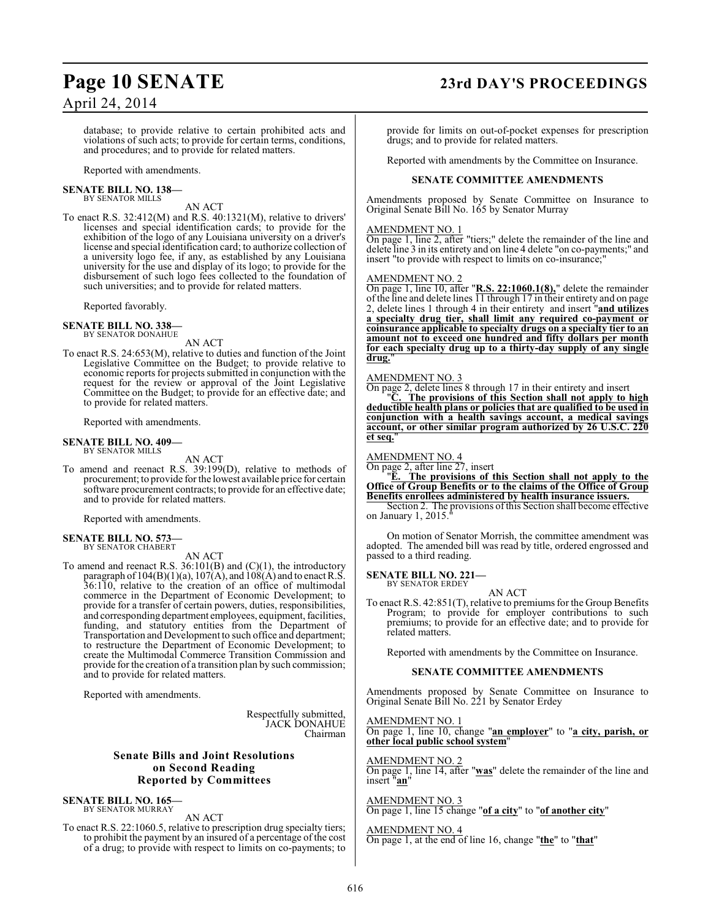database; to provide relative to certain prohibited acts and violations of such acts; to provide for certain terms, conditions, and procedures; and to provide for related matters.

Reported with amendments.

**SENATE BILL NO. 138—**
BY SENATOR MILLS

AN ACT

To enact R.S. 32:412(M) and R.S. 40:1321(M), relative to drivers' licenses and special identification cards; to provide for the exhibition of the logo of any Louisiana university on a driver's license and special identification card; to authorize collection of a university logo fee, if any, as established by any Louisiana university for the use and display of its logo; to provide for the disbursement of such logo fees collected to the foundation of such universities; and to provide for related matters.

Reported favorably.

**SENATE BILL NO. 338—**
BY SENATOR DONAHUE

AN ACT

To enact R.S. 24:653(M), relative to duties and function of the Joint Legislative Committee on the Budget; to provide relative to economic reports for projects submitted in conjunction with the request for the review or approval of the Joint Legislative Committee on the Budget; to provide for an effective date; and to provide for related matters.

Reported with amendments.

**SENATE BILL NO. 409—**
BY SENATOR MILLS

AN ACT

To amend and reenact R.S. 39:199(D), relative to methods of procurement; to provide for the lowest available price for certain software procurement contracts; to provide for an effective date; and to provide for related matters.

Reported with amendments.

**SENATE BILL NO. 573—**
BY SENATOR CHABERT

AN ACT

To amend and reenact R.S. 36:101(B) and (C)(1), the introductory paragraph of 104(B)(1)(a), 107(A), and 108(A) and to enact R.S. 36:110, relative to the creation of an office of multimodal commerce in the Department of Economic Development; to provide for a transfer of certain powers, duties, responsibilities, and corresponding department employees, equipment, facilities, funding, and statutory entities from the Department of Transportation and Development to such office and department; to restructure the Department of Economic Development; to create the Multimodal Commerce Transition Commission and provide for the creation of a transition plan by such commission; and to provide for related matters.

Reported with amendments.

Respectfully submitted,
JACK DONAHUE
Chairman

## Senate Bills and Joint Resolutions on Second Reading Reported by Committees

**SENATE BILL NO. 165—**
BY SENATOR MURRAY

AN ACT

To enact R.S. 22:1060.5, relative to prescription drug specialty tiers; to prohibit the payment by an insured of a percentage of the cost of a drug; to provide with respect to limits on co-payments; to provide for limits on out-of-pocket expenses for prescription drugs; and to provide for related matters.

Reported with amendments by the Committee on Insurance.

### SENATE COMMITTEE AMENDMENTS

Amendments proposed by Senate Committee on Insurance to Original Senate Bill No. 165 by Senator Murray

AMENDMENT NO. 1

On page 1, line 2, after "tiers;" delete the remainder of the line and delete line 3 in its entirety and on line 4 delete "on co-payments;" and insert "to provide with respect to limits on co-insurance;"

AMENDMENT NO. 2

On page 1, line 10, after "**R.S. 22:1060.1(8),**" delete the remainder of the line and delete lines 11 through 17 in their entirety and on page 2, delete lines 1 through 4 in their entirety and insert "**and utilizes a specialty drug tier, shall limit any required co-payment or coinsurance applicable to specialty drugs on a specialty tier to an amount not to exceed one hundred and fifty dollars per month for each specialty drug up to a thirty-day supply of any single drug.**"

AMENDMENT NO. 3

On page 2, delete lines 8 through 17 in their entirety and insert

"**C. The provisions of this Section shall not apply to high deductible health plans or policies that are qualified to be used in conjunction with a health savings account, a medical savings account, or other similar program authorized by 26 U.S.C. 220 et seq.**"

AMENDMENT NO. 4

On page 2, after line 27, insert

"**E. The provisions of this Section shall not apply to the Office of Group Benefits or to the claims of the Office of Group Benefits enrollees administered by health insurance issuers.**

Section 2. The provisions of this Section shall become effective on January 1, 2015."

On motion of Senator Morrish, the committee amendment was adopted. The amended bill was read by title, ordered engrossed and passed to a third reading.

**SENATE BILL NO. 221—**
BY SENATOR ERDEY

AN ACT

To enact R.S. 42:851(T), relative to premiums for the Group Benefits Program; to provide for employer contributions to such premiums; to provide for an effective date; and to provide for related matters.

Reported with amendments by the Committee on Insurance.

### SENATE COMMITTEE AMENDMENTS

Amendments proposed by Senate Committee on Insurance to Original Senate Bill No. 221 by Senator Erdey

AMENDMENT NO. 1

On page 1, line 10, change "**an employer**" to "**a city, parish, or other local public school system**"

AMENDMENT NO. 2

On page 1, line 14, after "**was**" delete the remainder of the line and insert "**an**"

AMENDMENT NO. 3

On page 1, line 15 change "**of a city**" to "**of another city**"

AMENDMENT NO. 4

On page 1, at the end of line 16, change "**the**" to "**that**"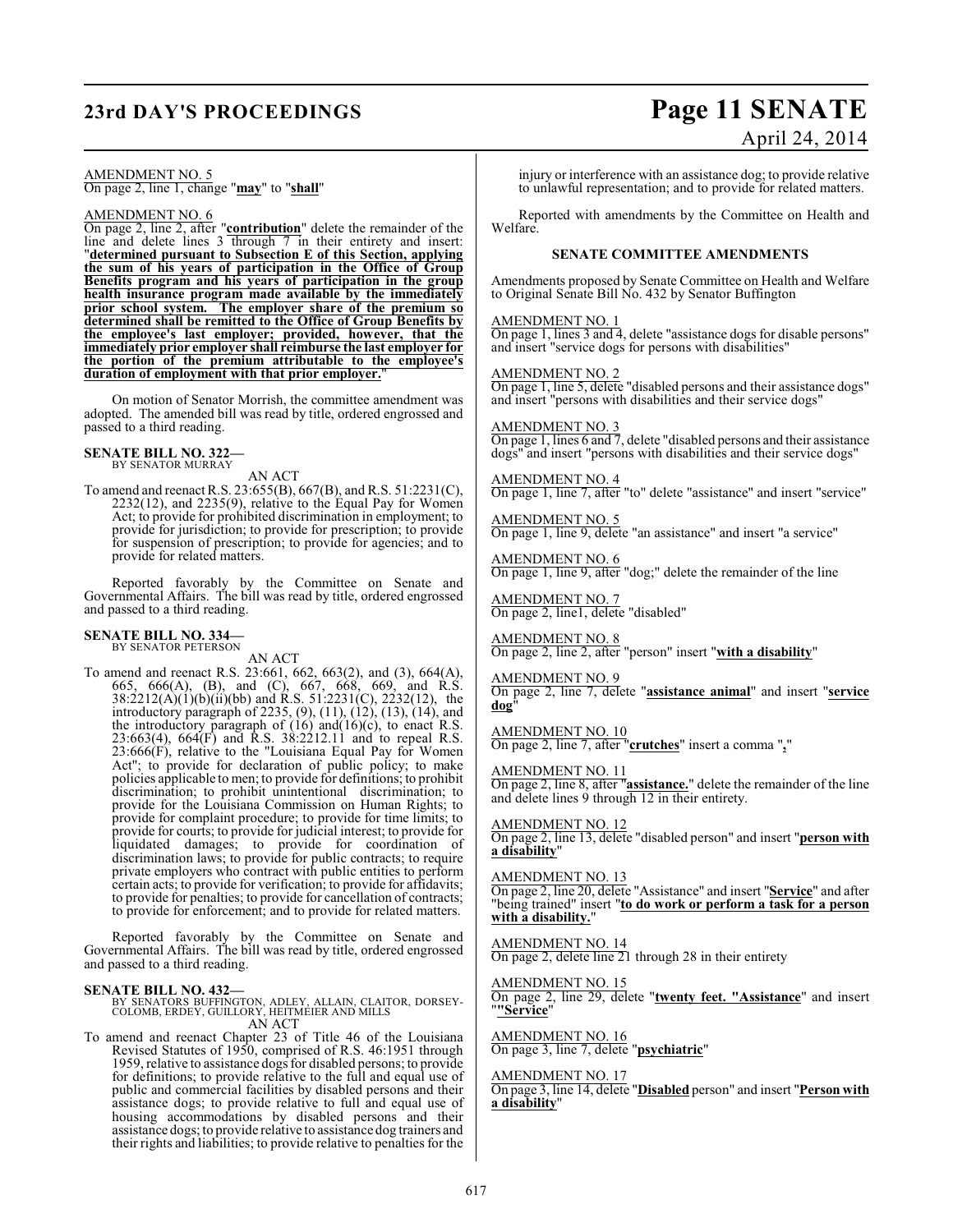AMENDMENT NO. 5
On page 2, line 1, change "**may**" to "**shall**"

AMENDMENT NO. 6
On page 2, line 2, after "**contribution**" delete the remainder of the line and delete lines 3 through 7 in their entirety and insert: "**determined pursuant to Subsection E of this Section, applying the sum of his years of participation in the Office of Group Benefits program and his years of participation in the group health insurance program made available by the immediately prior school system. The employer share of the premium so determined shall be remitted to the Office of Group Benefits by the employee's last employer; provided, however, that the immediately prior employer shall reimburse the last employer for the portion of the premium attributable to the employee's duration of employment with that prior employer.**"

On motion of Senator Morrish, the committee amendment was adopted. The amended bill was read by title, ordered engrossed and passed to a third reading.

**SENATE BILL NO. 322—**
BY SENATOR MURRAY

AN ACT

To amend and reenact R.S. 23:655(B), 667(B), and R.S. 51:2231(C), 2232(12), and 2235(9), relative to the Equal Pay for Women Act; to provide for prohibited discrimination in employment; to provide for jurisdiction; to provide for prescription; to provide for suspension of prescription; to provide for agencies; and to provide for related matters.

Reported favorably by the Committee on Senate and Governmental Affairs. The bill was read by title, ordered engrossed and passed to a third reading.

**SENATE BILL NO. 334—**
BY SENATOR PETERSON

AN ACT

To amend and reenact R.S. 23:661, 662, 663(2), and (3), 664(A), 665, 666(A), (B), and (C), 667, 668, 669, and R.S. 38:2212(A)(1)(b)(ii)(bb) and R.S. 51:2231(C), 2232(12), the introductory paragraph of 2235, (9), (11), (12), (13), (14), and the introductory paragraph of (16) and(16)(c), to enact R.S. 23:663(4), 664(F) and R.S. 38:2212.11 and to repeal R.S. 23:666(F), relative to the "Louisiana Equal Pay for Women Act"; to provide for declaration of public policy; to make policies applicable to men; to provide for definitions; to prohibit discrimination; to prohibit unintentional discrimination; to provide for the Louisiana Commission on Human Rights; to provide for complaint procedure; to provide for time limits; to provide for courts; to provide for judicial interest; to provide for liquidated damages; to provide for coordination of discrimination laws; to provide for public contracts; to require private employers who contract with public entities to perform certain acts; to provide for verification; to provide for affidavits; to provide for penalties; to provide for cancellation of contracts; to provide for enforcement; and to provide for related matters.

Reported favorably by the Committee on Senate and Governmental Affairs. The bill was read by title, ordered engrossed and passed to a third reading.

**SENATE BILL NO. 432—**
BY SENATORS BUFFINGTON, ADLEY, ALLAIN, CLAITOR, DORSEY-COLOMB, ERDEY, GUILLORY, HEITMEIER AND MILLS

AN ACT

To amend and reenact Chapter 23 of Title 46 of the Louisiana Revised Statutes of 1950, comprised of R.S. 46:1951 through 1959, relative to assistance dogs for disabled persons; to provide for definitions; to provide relative to the full and equal use of public and commercial facilities by disabled persons and their assistance dogs; to provide relative to full and equal use of housing accommodations by disabled persons and their assistance dogs; to provide relative to assistance dog trainers and their rights and liabilities; to provide relative to penalties for the injury or interference with an assistance dog; to provide relative to unlawful representation; and to provide for related matters.

Reported with amendments by the Committee on Health and Welfare.

### SENATE COMMITTEE AMENDMENTS

Amendments proposed by Senate Committee on Health and Welfare to Original Senate Bill No. 432 by Senator Buffington

AMENDMENT NO. 1
On page 1, lines 3 and 4, delete "assistance dogs for disable persons" and insert "service dogs for persons with disabilities"

AMENDMENT NO. 2
On page 1, line 5, delete "disabled persons and their assistance dogs" and insert "persons with disabilities and their service dogs"

AMENDMENT NO. 3
On page 1, lines 6 and 7, delete "disabled persons and their assistance dogs" and insert "persons with disabilities and their service dogs"

AMENDMENT NO. 4
On page 1, line 7, after "to" delete "assistance" and insert "service"

AMENDMENT NO. 5
On page 1, line 9, delete "an assistance" and insert "a service"

AMENDMENT NO. 6
On page 1, line 9, after "dog;" delete the remainder of the line

AMENDMENT NO. 7
On page 2, line1, delete "disabled"

AMENDMENT NO. 8
On page 2, line 2, after "person" insert "**with a disability**"

AMENDMENT NO. 9
On page 2, line 7, delete "**assistance animal**" and insert "**service dog**"

AMENDMENT NO. 10
On page 2, line 7, after "**crutches**" insert a comma "**,**"

AMENDMENT NO. 11
On page 2, line 8, after "**assistance.**" delete the remainder of the line and delete lines 9 through 12 in their entirety.

AMENDMENT NO. 12
On page 2, line 13, delete "disabled person" and insert "**person with a disability**"

AMENDMENT NO. 13
On page 2, line 20, delete "Assistance" and insert "**Service**" and after "being trained" insert "**to do work or perform a task for a person with a disability.**"

AMENDMENT NO. 14
On page 2, delete line 21 through 28 in their entirety

AMENDMENT NO. 15
On page 2, line 29, delete "**twenty feet. "Assistance**" and insert "**"Service**"

AMENDMENT NO. 16
On page 3, line 7, delete "**psychiatric**"

AMENDMENT NO. 17
On page 3, line 14, delete "**Disabled** person" and insert "**Person with a disability**"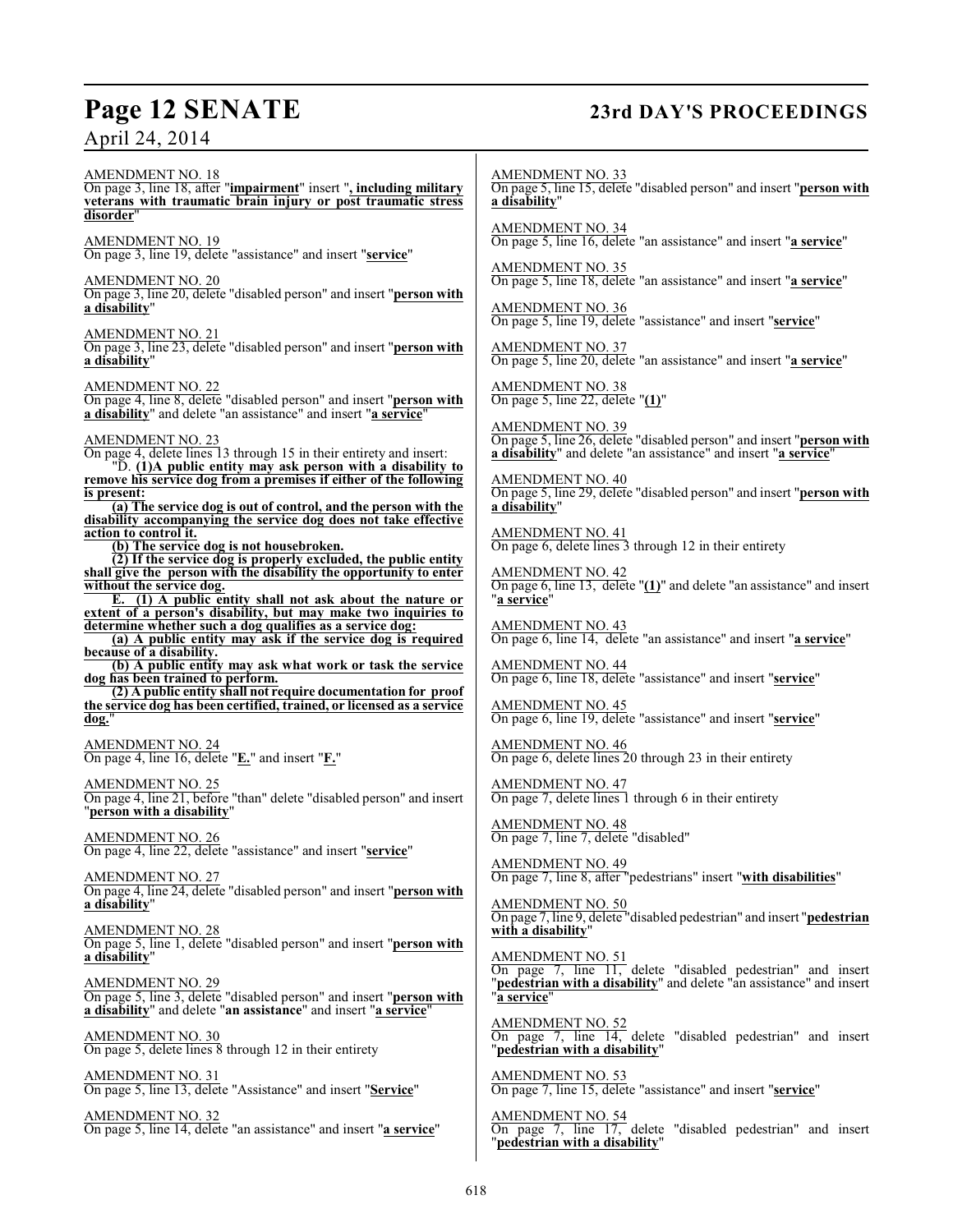AMENDMENT NO. 18
On page 3, line 18, after "**impairment**" insert "**, including military veterans with traumatic brain injury or post traumatic stress disorder**"

AMENDMENT NO. 19
On page 3, line 19, delete "assistance" and insert "**service**"

AMENDMENT NO. 20
On page 3, line 20, delete "disabled person" and insert "**person with a disability**"

AMENDMENT NO. 21
On page 3, line 23, delete "disabled person" and insert "**person with a disability**"

AMENDMENT NO. 22
On page 4, line 8, delete "disabled person" and insert "**person with a disability**" and delete "an assistance" and insert "**a service**"

AMENDMENT NO. 23
On page 4, delete lines 13 through 15 in their entirety and insert:

"D. **(1)A public entity may ask person with a disability to remove his service dog from a premises if either of the following is present:**

**(a) The service dog is out of control, and the person with the disability accompanying the service dog does not take effective action to control it.**

**(b) The service dog is not housebroken.**

**(2) If the service dog is properly excluded, the public entity shall give the person with the disability the opportunity to enter without the service dog.**

**E. (1) A public entity shall not ask about the nature or extent of a person's disability, but may make two inquiries to determine whether such a dog qualifies as a service dog:**

**(a) A public entity may ask if the service dog is required because of a disability.**

**(b) A public entity may ask what work or task the service dog has been trained to perform.**

**(2) A public entity shall not require documentation for proof the service dog has been certified, trained, or licensed as a service dog.**"

AMENDMENT NO. 24
On page 4, line 16, delete "**E.**" and insert "**F.**"

AMENDMENT NO. 25
On page 4, line 21, before "than" delete "disabled person" and insert "**person with a disability**"

AMENDMENT NO. 26
On page 4, line 22, delete "assistance" and insert "**service**"

AMENDMENT NO. 27
On page 4, line 24, delete "disabled person" and insert "**person with a disability**"

AMENDMENT NO. 28
On page 5, line 1, delete "disabled person" and insert "**person with a disability**"

AMENDMENT NO. 29
On page 5, line 3, delete "disabled person" and insert "**person with a disability**" and delete "**an assistance**" and insert "**a service**"

AMENDMENT NO. 30
On page 5, delete lines 8 through 12 in their entirety

AMENDMENT NO. 31
On page 5, line 13, delete "Assistance" and insert "**Service**"

AMENDMENT NO. 32
On page 5, line 14, delete "an assistance" and insert "**a service**"

AMENDMENT NO. 33
On page 5, line 15, delete "disabled person" and insert "**person with a disability**"

AMENDMENT NO. 34
On page 5, line 16, delete "an assistance" and insert "**a service**"

AMENDMENT NO. 35
On page 5, line 18, delete "an assistance" and insert "**a service**"

AMENDMENT NO. 36
On page 5, line 19, delete "assistance" and insert "**service**"

AMENDMENT NO. 37
On page 5, line 20, delete "an assistance" and insert "**a service**"

AMENDMENT NO. 38
On page 5, line 22, delete "**(1)**"

AMENDMENT NO. 39
On page 5, line 26, delete "disabled person" and insert "**person with a disability**" and delete "an assistance" and insert "**a service**"

AMENDMENT NO. 40
On page 5, line 29, delete "disabled person" and insert "**person with a disability**"

AMENDMENT NO. 41
On page 6, delete lines 3 through 12 in their entirety

AMENDMENT NO. 42
On page 6, line 13, delete "**(1)**" and delete "an assistance" and insert "**a service**"

AMENDMENT NO. 43
On page 6, line 14, delete "an assistance" and insert "**a service**"

AMENDMENT NO. 44
On page 6, line 18, delete "assistance" and insert "**service**"

AMENDMENT NO. 45
On page 6, line 19, delete "assistance" and insert "**service**"

AMENDMENT NO. 46
On page 6, delete lines 20 through 23 in their entirety

AMENDMENT NO. 47
On page 7, delete lines 1 through 6 in their entirety

AMENDMENT NO. 48
On page 7, line 7, delete "disabled"

AMENDMENT NO. 49
On page 7, line 8, after "pedestrians" insert "**with disabilities**"

AMENDMENT NO. 50
On page 7, line 9, delete "disabled pedestrian" and insert "**pedestrian with a disability**"

AMENDMENT NO. 51
On page 7, line 11, delete "disabled pedestrian" and insert "**pedestrian with a disability**" and delete "an assistance" and insert "**a service**"

AMENDMENT NO. 52
On page 7, line 14, delete "disabled pedestrian" and insert "**pedestrian with a disability**"

AMENDMENT NO. 53
On page 7, line 15, delete "assistance" and insert "**service**"

AMENDMENT NO. 54
On page 7, line 17, delete "disabled pedestrian" and insert "**pedestrian with a disability**"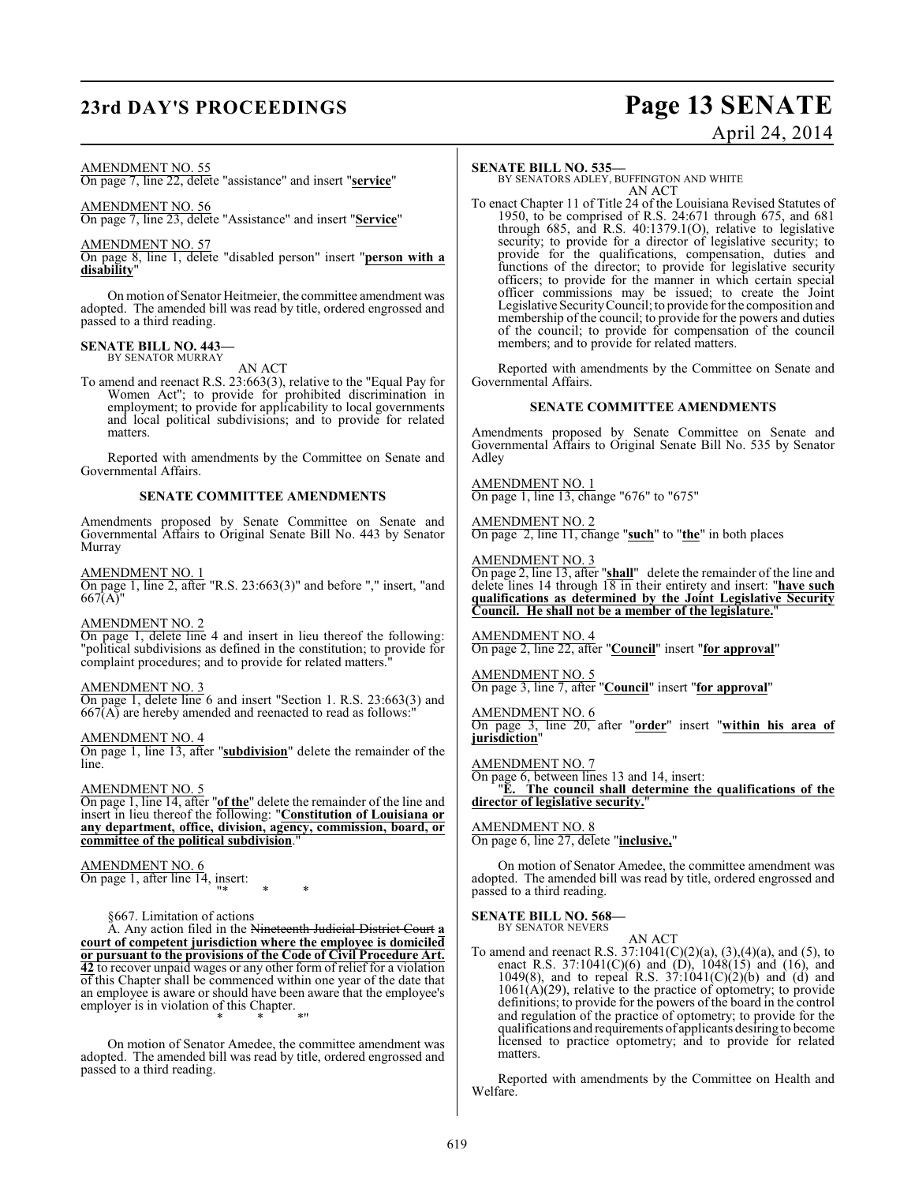AMENDMENT NO. 55
On page 7, line 22, delete "assistance" and insert "**service**"

AMENDMENT NO. 56
On page 7, line 23, delete "Assistance" and insert "**Service**"

AMENDMENT NO. 57
On page 8, line 1, delete "disabled person" insert "**person with a disability**"

On motion of Senator Heitmeier, the committee amendment was adopted. The amended bill was read by title, ordered engrossed and passed to a third reading.

**SENATE BILL NO. 443—**
BY SENATOR MURRAY

AN ACT

To amend and reenact R.S. 23:663(3), relative to the "Equal Pay for Women Act"; to provide for prohibited discrimination in employment; to provide for applicability to local governments and local political subdivisions; and to provide for related matters.

Reported with amendments by the Committee on Senate and Governmental Affairs.

**SENATE COMMITTEE AMENDMENTS**

Amendments proposed by Senate Committee on Senate and Governmental Affairs to Original Senate Bill No. 443 by Senator Murray

AMENDMENT NO. 1
On page 1, line 2, after "R.S. 23:663(3)" and before "," insert, "and 667(A)"

AMENDMENT NO. 2
On page 1, delete line 4 and insert in lieu thereof the following: "political subdivisions as defined in the constitution; to provide for complaint procedures; and to provide for related matters."

AMENDMENT NO. 3
On page 1, delete line 6 and insert "Section 1. R.S. 23:663(3) and 667(A) are hereby amended and reenacted to read as follows:"

AMENDMENT NO. 4
On page 1, line 13, after "**subdivision**" delete the remainder of the line.

AMENDMENT NO. 5
On page 1, line 14, after "**of the**" delete the remainder of the line and insert in lieu thereof the following: "**Constitution of Louisiana or any department, office, division, agency, commission, board, or committee of the political subdivision**."

AMENDMENT NO. 6
On page 1, after line 14, insert:

"* * *

§667. Limitation of actions

A. Any action filed in the ~~Nineteenth Judicial District Court~~ **a court of competent jurisdiction where the employee is domiciled or pursuant to the provisions of the Code of Civil Procedure Art. 42** to recover unpaid wages or any other form of relief for a violation of this Chapter shall be commenced within one year of the date that an employee is aware or should have been aware that the employee's employer is in violation of this Chapter.

* * *"

On motion of Senator Amedee, the committee amendment was adopted. The amended bill was read by title, ordered engrossed and passed to a third reading.

**SENATE BILL NO. 535—**
BY SENATORS ADLEY, BUFFINGTON AND WHITE

AN ACT

To enact Chapter 11 of Title 24 of the Louisiana Revised Statutes of 1950, to be comprised of R.S. 24:671 through 675, and 681 through 685, and R.S. 40:1379.1(O), relative to legislative security; to provide for a director of legislative security; to provide for the qualifications, compensation, duties and functions of the director; to provide for legislative security officers; to provide for the manner in which certain special officer commissions may be issued; to create the Joint Legislative Security Council; to provide for the composition and membership of the council; to provide for the powers and duties of the council; to provide for compensation of the council members; and to provide for related matters.

Reported with amendments by the Committee on Senate and Governmental Affairs.

**SENATE COMMITTEE AMENDMENTS**

Amendments proposed by Senate Committee on Senate and Governmental Affairs to Original Senate Bill No. 535 by Senator Adley

AMENDMENT NO. 1
On page 1, line 13, change "676" to "675"

AMENDMENT NO. 2
On page 2, line 11, change "**such**" to "**the**" in both places

AMENDMENT NO. 3
On page 2, line 13, after "**shall**" delete the remainder of the line and delete lines 14 through 18 in their entirety and insert: "**have such qualifications as determined by the Joint Legislative Security Council. He shall not be a member of the legislature.**"

AMENDMENT NO. 4
On page 2, line 22, after "**Council**" insert "**for approval**"

AMENDMENT NO. 5
On page 3, line 7, after "**Council**" insert "**for approval**"

AMENDMENT NO. 6
On page 3, line 20, after "**order**" insert "**within his area of jurisdiction**"

AMENDMENT NO. 7
On page 6, between lines 13 and 14, insert:

"**E. The council shall determine the qualifications of the director of legislative security.**"

AMENDMENT NO. 8
On page 6, line 27, delete "**inclusive,**"

On motion of Senator Amedee, the committee amendment was adopted. The amended bill was read by title, ordered engrossed and passed to a third reading.

**SENATE BILL NO. 568—**
BY SENATOR NEVERS

AN ACT

To amend and reenact R.S. 37:1041(C)(2)(a), (3),(4)(a), and (5), to enact R.S. 37:1041(C)(6) and (D), 1048(15) and (16), and 1049(8), and to repeal R.S. 37:1041(C)(2)(b) and (d) and 1061(A)(29), relative to the practice of optometry; to provide definitions; to provide for the powers of the board in the control and regulation of the practice of optometry; to provide for the qualifications and requirements of applicants desiring to become licensed to practice optometry; and to provide for related matters.

Reported with amendments by the Committee on Health and Welfare.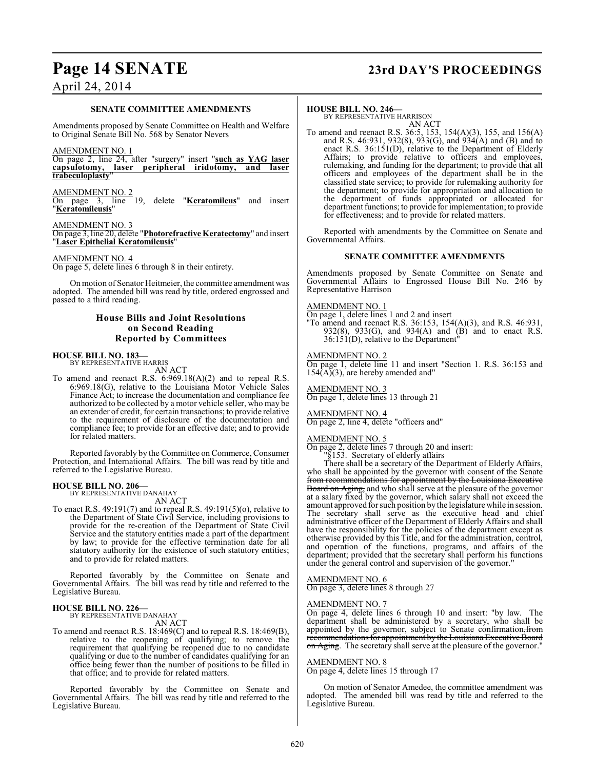### SENATE COMMITTEE AMENDMENTS

Amendments proposed by Senate Committee on Health and Welfare to Original Senate Bill No. 568 by Senator Nevers

AMENDMENT NO. 1
On page 2, line 24, after "surgery" insert "**such as YAG laser capsulotomy, laser peripheral iridotomy, and laser trabeculoplasty**"

AMENDMENT NO. 2
On page 3, line 19, delete "**Keratomileus**" and insert "**Keratomileusis**"

AMENDMENT NO. 3
On page 3, line 20, delete "**Photorefractive Keratectomy**" and insert "**Laser Epithelial Keratomileusis**"

AMENDMENT NO. 4
On page 5, delete lines 6 through 8 in their entirety.

On motion of Senator Heitmeier, the committee amendment was adopted. The amended bill was read by title, ordered engrossed and passed to a third reading.

## House Bills and Joint Resolutions on Second Reading Reported by Committees

**HOUSE BILL NO. 183—**
BY REPRESENTATIVE HARRIS
AN ACT

To amend and reenact R.S. 6:969.18(A)(2) and to repeal R.S. 6:969.18(G), relative to the Louisiana Motor Vehicle Sales Finance Act; to increase the documentation and compliance fee authorized to be collected by a motor vehicle seller, who may be an extender of credit, for certain transactions; to provide relative to the requirement of disclosure of the documentation and compliance fee; to provide for an effective date; and to provide for related matters.

Reported favorably by the Committee on Commerce, Consumer Protection, and International Affairs. The bill was read by title and referred to the Legislative Bureau.

**HOUSE BILL NO. 206—**
BY REPRESENTATIVE DANAHAY
AN ACT

To enact R.S. 49:191(7) and to repeal R.S. 49:191(5)(o), relative to the Department of State Civil Service, including provisions to provide for the re-creation of the Department of State Civil Service and the statutory entities made a part of the department by law; to provide for the effective termination date for all statutory authority for the existence of such statutory entities; and to provide for related matters.

Reported favorably by the Committee on Senate and Governmental Affairs. The bill was read by title and referred to the Legislative Bureau.

**HOUSE BILL NO. 226—**
BY REPRESENTATIVE DANAHAY
AN ACT

To amend and reenact R.S. 18:469(C) and to repeal R.S. 18:469(B), relative to the reopening of qualifying; to remove the requirement that qualifying be reopened due to no candidate qualifying or due to the number of candidates qualifying for an office being fewer than the number of positions to be filled in that office; and to provide for related matters.

Reported favorably by the Committee on Senate and Governmental Affairs. The bill was read by title and referred to the Legislative Bureau.

**HOUSE BILL NO. 246—**
BY REPRESENTATIVE HARRISON
AN ACT

To amend and reenact R.S. 36:5, 153, 154(A)(3), 155, and 156(A) and R.S. 46:931, 932(8), 933(G), and 934(A) and (B) and to enact R.S. 36:151(D), relative to the Department of Elderly Affairs; to provide relative to officers and employees, rulemaking, and funding for the department; to provide that all officers and employees of the department shall be in the classified state service; to provide for rulemaking authority for the department; to provide for appropriation and allocation to the department of funds appropriated or allocated for department functions; to provide for implementation; to provide for effectiveness; and to provide for related matters.

Reported with amendments by the Committee on Senate and Governmental Affairs.

### SENATE COMMITTEE AMENDMENTS

Amendments proposed by Senate Committee on Senate and Governmental Affairs to Engrossed House Bill No. 246 by Representative Harrison

AMENDMENT NO. 1
On page 1, delete lines 1 and 2 and insert
"To amend and reenact R.S. 36:153, 154(A)(3), and R.S. 46:931, 932(8), 933(G), and 934(A) and (B) and to enact R.S. 36:151(D), relative to the Department"

AMENDMENT NO. 2
On page 1, delete line 11 and insert "Section 1. R.S. 36:153 and 154(A)(3), are hereby amended and"

AMENDMENT NO. 3
On page 1, delete lines 13 through 21

AMENDMENT NO. 4
On page 2, line 4, delete "officers and"

AMENDMENT NO. 5
On page 2, delete lines 7 through 20 and insert:

"§153. Secretary of elderly affairs

There shall be a secretary of the Department of Elderly Affairs, who shall be appointed by the governor with consent of the Senate ~~from recommendations for appointment by the Louisiana Executive Board on Aging,~~ and who shall serve at the pleasure of the governor at a salary fixed by the governor, which salary shall not exceed the amount approved for such position by the legislature while in session. The secretary shall serve as the executive head and chief administrative officer of the Department of Elderly Affairs and shall have the responsibility for the policies of the department except as otherwise provided by this Title, and for the administration, control, and operation of the functions, programs, and affairs of the department; provided that the secretary shall perform his functions under the general control and supervision of the governor."

AMENDMENT NO. 6
On page 3, delete lines 8 through 27

AMENDMENT NO. 7
On page 4, delete lines 6 through 10 and insert: "by law. The department shall be administered by a secretary, who shall be appointed by the governor, subject to Senate confirmation~~, from recommendations for appointment by the Louisiana Executive Board on Aging~~. The secretary shall serve at the pleasure of the governor."

AMENDMENT NO. 8
On page 4, delete lines 15 through 17

On motion of Senator Amedee, the committee amendment was adopted. The amended bill was read by title and referred to the Legislative Bureau.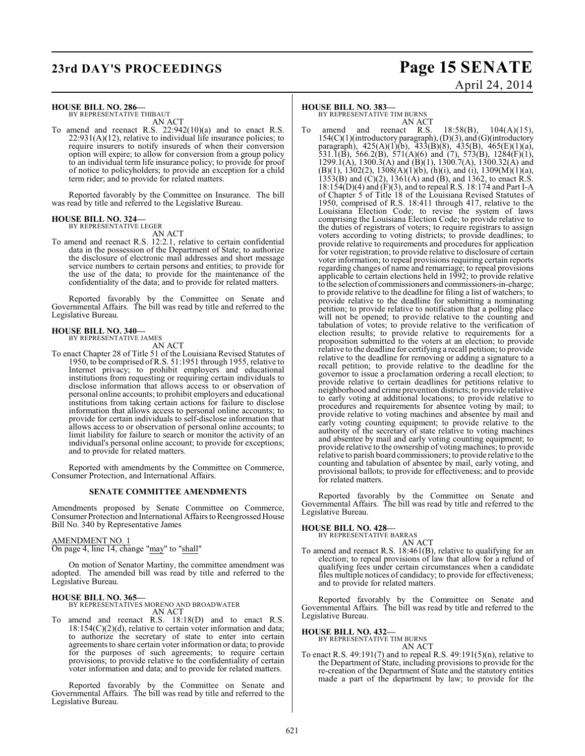**HOUSE BILL NO. 286—**
BY REPRESENTATIVE THIBAUT
AN ACT

To amend and reenact R.S. 22:942(10)(a) and to enact R.S. 22:931(A)(12), relative to individual life insurance policies; to require insurers to notify insureds of when their conversion option will expire; to allow for conversion from a group policy to an individual term life insurance policy; to provide for proof of notice to policyholders; to provide an exception for a child term rider; and to provide for related matters.

Reported favorably by the Committee on Insurance. The bill was read by title and referred to the Legislative Bureau.

**HOUSE BILL NO. 324—**
BY REPRESENTATIVE LEGER
AN ACT

To amend and reenact R.S. 12:2.1, relative to certain confidential data in the possession of the Department of State; to authorize the disclosure of electronic mail addresses and short message service numbers to certain persons and entities; to provide for the use of the data; to provide for the maintenance of the confidentiality of the data; and to provide for related matters.

Reported favorably by the Committee on Senate and Governmental Affairs. The bill was read by title and referred to the Legislative Bureau.

**HOUSE BILL NO. 340—**
BY REPRESENTATIVE JAMES
AN ACT

To enact Chapter 28 of Title 51 of the Louisiana Revised Statutes of 1950, to be comprised of R.S. 51:1951 through 1955, relative to Internet privacy; to prohibit employers and educational institutions from requesting or requiring certain individuals to disclose information that allows access to or observation of personal online accounts; to prohibit employers and educational institutions from taking certain actions for failure to disclose information that allows access to personal online accounts; to provide for certain individuals to self-disclose information that allows access to or observation of personal online accounts; to limit liability for failure to search or monitor the activity of an individual's personal online account; to provide for exceptions; and to provide for related matters.

Reported with amendments by the Committee on Commerce, Consumer Protection, and International Affairs.

**SENATE COMMITTEE AMENDMENTS**

Amendments proposed by Senate Committee on Commerce, Consumer Protection and International Affairs to Reengrossed House Bill No. 340 by Representative James

AMENDMENT NO. 1
On page 4, line 14, change "may" to "shall"

On motion of Senator Martiny, the committee amendment was adopted. The amended bill was read by title and referred to the Legislative Bureau.

**HOUSE BILL NO. 365—**
BY REPRESENTATIVES MORENO AND BROADWATER
AN ACT

To amend and reenact R.S. 18:18(D) and to enact R.S. 18:154(C)(2)(d), relative to certain voter information and data; to authorize the secretary of state to enter into certain agreements to share certain voter information or data; to provide for the purposes of such agreements; to require certain provisions; to provide relative to the confidentiality of certain voter information and data; and to provide for related matters.

Reported favorably by the Committee on Senate and Governmental Affairs. The bill was read by title and referred to the Legislative Bureau.

**HOUSE BILL NO. 383—**
BY REPRESENTATIVE TIM BURNS
AN ACT

To amend and reenact R.S. 18:58(B), 104(A)(15), 154(C)(1)(introductory paragraph), (D)(3), and (G)(introductory paragraph), 425(A)(1)(b), 433(B)(8), 435(B), 465(E)(1)(a), 531.1(B), 566.2(B), 571(A)(6) and (7), 573(B), 1284(F)(1), 1299.1(A), 1300.3(A) and (B)(1), 1300.7(A), 1300.32(A) and (B)(1), 1302(2), 1308(A)(1)(b), (h)(i), and (i), 1309(M)(1)(a), 1353(B) and (C)(2), 1361(A) and (B), and 1362, to enact R.S. 18:154(D)(4) and (F)(3), and to repeal R.S. 18:174 and Part I-A of Chapter 5 of Title 18 of the Louisiana Revised Statutes of 1950, comprised of R.S. 18:411 through 417, relative to the Louisiana Election Code; to revise the system of laws comprising the Louisiana Election Code; to provide relative to the duties of registrars of voters; to require registrars to assign voters according to voting districts; to provide deadlines; to provide relative to requirements and procedures for application for voter registration; to provide relative to disclosure of certain voter information; to repeal provisions requiring certain reports regarding changes of name and remarriage; to repeal provisions applicable to certain elections held in 1992; to provide relative to the selection of commissioners and commissioners-in-charge; to provide relative to the deadline for filing a list of watchers; to provide relative to the deadline for submitting a nominating petition; to provide relative to notification that a polling place will not be opened; to provide relative to the counting and tabulation of votes; to provide relative to the verification of election results; to provide relative to requirements for a proposition submitted to the voters at an election; to provide relative to the deadline for certifying a recall petition; to provide relative to the deadline for removing or adding a signature to a recall petition; to provide relative to the deadline for the governor to issue a proclamation ordering a recall election; to provide relative to certain deadlines for petitions relative to neighborhood and crime prevention districts; to provide relative to early voting at additional locations; to provide relative to procedures and requirements for absentee voting by mail; to provide relative to voting machines and absentee by mail and early voting counting equipment; to provide relative to the authority of the secretary of state relative to voting machines and absentee by mail and early voting counting equipment; to provide relative to the ownership of voting machines; to provide relative to parish board commissioners; to provide relative to the counting and tabulation of absentee by mail, early voting, and provisional ballots; to provide for effectiveness; and to provide for related matters.

Reported favorably by the Committee on Senate and Governmental Affairs. The bill was read by title and referred to the Legislative Bureau.

**HOUSE BILL NO. 428—**
BY REPRESENTATIVE BARRAS
AN ACT

To amend and reenact R.S. 18:461(B), relative to qualifying for an election; to repeal provisions of law that allow for a refund of qualifying fees under certain circumstances when a candidate files multiple notices of candidacy; to provide for effectiveness; and to provide for related matters.

Reported favorably by the Committee on Senate and Governmental Affairs. The bill was read by title and referred to the Legislative Bureau.

**HOUSE BILL NO. 432—**
BY REPRESENTATIVE TIM BURNS
AN ACT

To enact R.S. 49:191(7) and to repeal R.S. 49:191(5)(n), relative to the Department of State, including provisions to provide for the re-creation of the Department of State and the statutory entities made a part of the department by law; to provide for the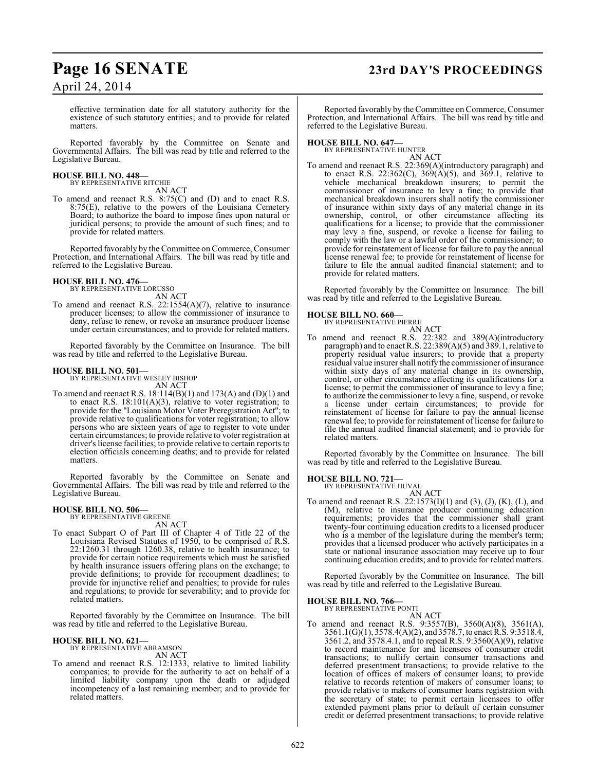effective termination date for all statutory authority for the existence of such statutory entities; and to provide for related matters.

Reported favorably by the Committee on Senate and Governmental Affairs. The bill was read by title and referred to the Legislative Bureau.

**HOUSE BILL NO. 448—**
BY REPRESENTATIVE RITCHIE
AN ACT

To amend and reenact R.S. 8:75(C) and (D) and to enact R.S. 8:75(E), relative to the powers of the Louisiana Cemetery Board; to authorize the board to impose fines upon natural or juridical persons; to provide the amount of such fines; and to provide for related matters.

Reported favorably by the Committee on Commerce, Consumer Protection, and International Affairs. The bill was read by title and referred to the Legislative Bureau.

**HOUSE BILL NO. 476—**
BY REPRESENTATIVE LORUSSO
AN ACT

To amend and reenact R.S. 22:1554(A)(7), relative to insurance producer licenses; to allow the commissioner of insurance to deny, refuse to renew, or revoke an insurance producer license under certain circumstances; and to provide for related matters.

Reported favorably by the Committee on Insurance. The bill was read by title and referred to the Legislative Bureau.

**HOUSE BILL NO. 501—**
BY REPRESENTATIVE WESLEY BISHOP
AN ACT

To amend and reenact R.S. 18:114(B)(1) and 173(A) and (D)(1) and to enact R.S. 18:101(A)(3), relative to voter registration; to provide for the "Louisiana Motor Voter Preregistration Act"; to provide relative to qualifications for voter registration; to allow persons who are sixteen years of age to register to vote under certain circumstances; to provide relative to voter registration at driver's license facilities; to provide relative to certain reports to election officials concerning deaths; and to provide for related matters.

Reported favorably by the Committee on Senate and Governmental Affairs. The bill was read by title and referred to the Legislative Bureau.

**HOUSE BILL NO. 506—**
BY REPRESENTATIVE GREENE
AN ACT

To enact Subpart O of Part III of Chapter 4 of Title 22 of the Louisiana Revised Statutes of 1950, to be comprised of R.S. 22:1260.31 through 1260.38, relative to health insurance; to provide for certain notice requirements which must be satisfied by health insurance issuers offering plans on the exchange; to provide definitions; to provide for recoupment deadlines; to provide for injunctive relief and penalties; to provide for rules and regulations; to provide for severability; and to provide for related matters.

Reported favorably by the Committee on Insurance. The bill was read by title and referred to the Legislative Bureau.

**HOUSE BILL NO. 621—**
BY REPRESENTATIVE ABRAMSON
AN ACT

To amend and reenact R.S. 12:1333, relative to limited liability companies; to provide for the authority to act on behalf of a limited liability company upon the death or adjudged incompetency of a last remaining member; and to provide for related matters.

Reported favorably by the Committee on Commerce, Consumer Protection, and International Affairs. The bill was read by title and referred to the Legislative Bureau.

**HOUSE BILL NO. 647—**
BY REPRESENTATIVE HUNTER
AN ACT

To amend and reenact R.S. 22:369(A)(introductory paragraph) and to enact R.S. 22:362(C), 369(A)(5), and 369.1, relative to vehicle mechanical breakdown insurers; to permit the commissioner of insurance to levy a fine; to provide that mechanical breakdown insurers shall notify the commissioner of insurance within sixty days of any material change in its ownership, control, or other circumstance affecting its qualifications for a license; to provide that the commissioner may levy a fine, suspend, or revoke a license for failing to comply with the law or a lawful order of the commissioner; to provide for reinstatement of license for failure to pay the annual license renewal fee; to provide for reinstatement of license for failure to file the annual audited financial statement; and to provide for related matters.

Reported favorably by the Committee on Insurance. The bill was read by title and referred to the Legislative Bureau.

**HOUSE BILL NO. 660—**
BY REPRESENTATIVE PIERRE
AN ACT

To amend and reenact R.S. 22:382 and 389(A)(introductory paragraph) and to enact R.S. 22:389(A)(5) and 389.1, relative to property residual value insurers; to provide that a property residual value insurer shall notify the commissioner of insurance within sixty days of any material change in its ownership, control, or other circumstance affecting its qualifications for a license; to permit the commissioner of insurance to levy a fine; to authorize the commissioner to levy a fine, suspend, or revoke a license under certain circumstances; to provide for reinstatement of license for failure to pay the annual license renewal fee; to provide for reinstatement of license for failure to file the annual audited financial statement; and to provide for related matters.

Reported favorably by the Committee on Insurance. The bill was read by title and referred to the Legislative Bureau.

**HOUSE BILL NO. 721—**
BY REPRESENTATIVE HUVAL
AN ACT

To amend and reenact R.S. 22:1573(I)(1) and (3), (J), (K), (L), and (M), relative to insurance producer continuing education requirements; provides that the commissioner shall grant twenty-four continuing education credits to a licensed producer who is a member of the legislature during the member's term; provides that a licensed producer who actively participates in a state or national insurance association may receive up to four continuing education credits; and to provide for related matters.

Reported favorably by the Committee on Insurance. The bill was read by title and referred to the Legislative Bureau.

**HOUSE BILL NO. 766—**
BY REPRESENTATIVE PONTI
AN ACT

To amend and reenact R.S. 9:3557(B), 3560(A)(8), 3561(A), 3561.1(G)(1), 3578.4(A)(2), and 3578.7, to enact R.S. 9:3518.4, 3561.2, and 3578.4.1, and to repeal R.S. 9:3560(A)(9), relative to record maintenance for and licensees of consumer credit transactions; to nullify certain consumer transactions and deferred presentment transactions; to provide relative to the location of offices of makers of consumer loans; to provide relative to records retention of makers of consumer loans; to provide relative to makers of consumer loans registration with the secretary of state; to permit certain licensees to offer extended payment plans prior to default of certain consumer credit or deferred presentment transactions; to provide relative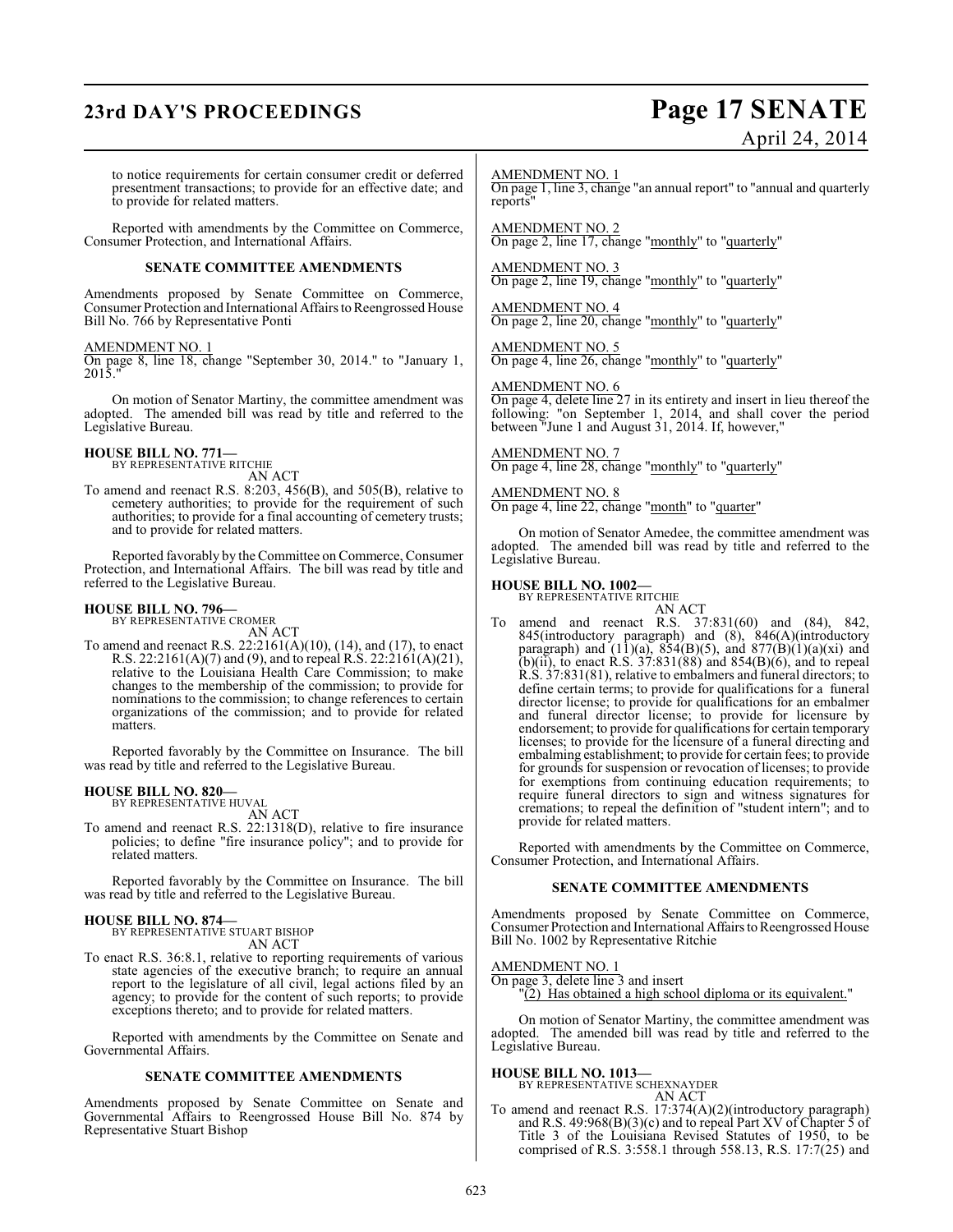to notice requirements for certain consumer credit or deferred presentment transactions; to provide for an effective date; and to provide for related matters.

Reported with amendments by the Committee on Commerce, Consumer Protection, and International Affairs.

**SENATE COMMITTEE AMENDMENTS**

Amendments proposed by Senate Committee on Commerce, Consumer Protection and International Affairs to Reengrossed House Bill No. 766 by Representative Ponti

AMENDMENT NO. 1
On page 8, line 18, change "September 30, 2014." to "January 1, 2015."

On motion of Senator Martiny, the committee amendment was adopted. The amended bill was read by title and referred to the Legislative Bureau.

**HOUSE BILL NO. 771—**
BY REPRESENTATIVE RITCHIE
AN ACT
To amend and reenact R.S. 8:203, 456(B), and 505(B), relative to cemetery authorities; to provide for the requirement of such authorities; to provide for a final accounting of cemetery trusts; and to provide for related matters.

Reported favorably by the Committee on Commerce, Consumer Protection, and International Affairs. The bill was read by title and referred to the Legislative Bureau.

**HOUSE BILL NO. 796—**
BY REPRESENTATIVE CROMER
AN ACT
To amend and reenact R.S. 22:2161(A)(10), (14), and (17), to enact R.S. 22:2161(A)(7) and (9), and to repeal R.S. 22:2161(A)(21), relative to the Louisiana Health Care Commission; to make changes to the membership of the commission; to provide for nominations to the commission; to change references to certain organizations of the commission; and to provide for related matters.

Reported favorably by the Committee on Insurance. The bill was read by title and referred to the Legislative Bureau.

**HOUSE BILL NO. 820—**
BY REPRESENTATIVE HUVAL
AN ACT
To amend and reenact R.S. 22:1318(D), relative to fire insurance policies; to define "fire insurance policy"; and to provide for related matters.

Reported favorably by the Committee on Insurance. The bill was read by title and referred to the Legislative Bureau.

**HOUSE BILL NO. 874—**
BY REPRESENTATIVE STUART BISHOP
AN ACT
To enact R.S. 36:8.1, relative to reporting requirements of various state agencies of the executive branch; to require an annual report to the legislature of all civil, legal actions filed by an agency; to provide for the content of such reports; to provide exceptions thereto; and to provide for related matters.

Reported with amendments by the Committee on Senate and Governmental Affairs.

**SENATE COMMITTEE AMENDMENTS**

Amendments proposed by Senate Committee on Senate and Governmental Affairs to Reengrossed House Bill No. 874 by Representative Stuart Bishop

AMENDMENT NO. 1
On page 1, line 3, change "an annual report" to "annual and quarterly reports"

AMENDMENT NO. 2
On page 2, line 17, change "monthly" to "quarterly"

AMENDMENT NO. 3
On page 2, line 19, change "monthly" to "quarterly"

AMENDMENT NO. 4
On page 2, line 20, change "monthly" to "quarterly"

AMENDMENT NO. 5
On page 4, line 26, change "monthly" to "quarterly"

AMENDMENT NO. 6
On page 4, delete line 27 in its entirety and insert in lieu thereof the following: "on September 1, 2014, and shall cover the period between "June 1 and August 31, 2014. If, however,"

AMENDMENT NO. 7
On page 4, line 28, change "monthly" to "quarterly"

AMENDMENT NO. 8
On page 4, line 22, change "month" to "quarter"

On motion of Senator Amedee, the committee amendment was adopted. The amended bill was read by title and referred to the Legislative Bureau.

**HOUSE BILL NO. 1002—**
BY REPRESENTATIVE RITCHIE
AN ACT
To amend and reenact R.S. 37:831(60) and (84), 842, 845(introductory paragraph) and (8), 846(A)(introductory paragraph) and (11)(a), 854(B)(5), and 877(B)(1)(a)(xi) and (b)(ii), to enact R.S. 37:831(88) and 854(B)(6), and to repeal R.S. 37:831(81), relative to embalmers and funeral directors; to define certain terms; to provide for qualifications for a funeral director license; to provide for qualifications for an embalmer and funeral director license; to provide for licensure by endorsement; to provide for qualifications for certain temporary licenses; to provide for the licensure of a funeral directing and embalming establishment; to provide for certain fees; to provide for grounds for suspension or revocation of licenses; to provide for exemptions from continuing education requirements; to require funeral directors to sign and witness signatures for cremations; to repeal the definition of "student intern"; and to provide for related matters.

Reported with amendments by the Committee on Commerce, Consumer Protection, and International Affairs.

**SENATE COMMITTEE AMENDMENTS**

Amendments proposed by Senate Committee on Commerce, Consumer Protection and International Affairs to Reengrossed House Bill No. 1002 by Representative Ritchie

AMENDMENT NO. 1
On page 3, delete line 3 and insert
"(2) Has obtained a high school diploma or its equivalent."

On motion of Senator Martiny, the committee amendment was adopted. The amended bill was read by title and referred to the Legislative Bureau.

**HOUSE BILL NO. 1013—**
BY REPRESENTATIVE SCHEXNAYDER
AN ACT
To amend and reenact R.S. 17:374(A)(2)(introductory paragraph) and R.S. 49:968(B)(3)(c) and to repeal Part XV of Chapter 5 of Title 3 of the Louisiana Revised Statutes of 1950, to be comprised of R.S. 3:558.1 through 558.13, R.S. 17:7(25) and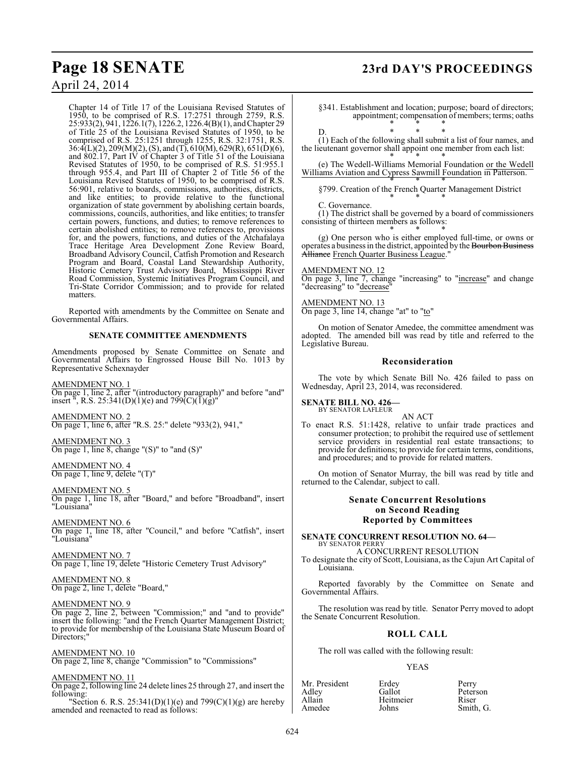Chapter 14 of Title 17 of the Louisiana Revised Statutes of 1950, to be comprised of R.S. 17:2751 through 2759, R.S. 25:933(2), 941, 1226.1(7), 1226.2, 1226.4(B)(1), and Chapter 29 of Title 25 of the Louisiana Revised Statutes of 1950, to be comprised of R.S. 25:1251 through 1255, R.S. 32:1751, R.S. 36:4(L)(2), 209(M)(2), (S), and (T), 610(M), 629(R), 651(D)(6), and 802.17, Part IV of Chapter 3 of Title 51 of the Louisiana Revised Statutes of 1950, to be comprised of R.S. 51:955.1 through 955.4, and Part III of Chapter 2 of Title 56 of the Louisiana Revised Statutes of 1950, to be comprised of R.S. 56:901, relative to boards, commissions, authorities, districts, and like entities; to provide relative to the functional organization of state government by abolishing certain boards, commissions, councils, authorities, and like entities; to transfer certain powers, functions, and duties; to remove references to certain abolished entities; to remove references to, provisions for, and the powers, functions, and duties of the Atchafalaya Trace Heritage Area Development Zone Review Board, Broadband Advisory Council, Catfish Promotion and Research Program and Board, Coastal Land Stewardship Authority, Historic Cemetery Trust Advisory Board, Mississippi River Road Commission, Systemic Initiatives Program Council, and Tri-State Corridor Commission; and to provide for related matters.

Reported with amendments by the Committee on Senate and Governmental Affairs.

**SENATE COMMITTEE AMENDMENTS**

Amendments proposed by Senate Committee on Senate and Governmental Affairs to Engrossed House Bill No. 1013 by Representative Schexnayder

AMENDMENT NO. 1
On page 1, line 2, after "(introductory paragraph)" and before "and" insert ", R.S. 25:341(D)(1)(e) and 799(C)(1)(g)"

AMENDMENT NO. 2
On page 1, line 6, after "R.S. 25:" delete "933(2), 941,"

AMENDMENT NO. 3
On page 1, line 8, change "(S)" to "and (S)"

AMENDMENT NO. 4
On page 1, line 9, delete "(T)"

AMENDMENT NO. 5
On page 1, line 18, after "Board," and before "Broadband", insert "Louisiana"

AMENDMENT NO. 6
On page 1, line 18, after "Council," and before "Catfish", insert "Louisiana"

AMENDMENT NO. 7
On page 1, line 19, delete "Historic Cemetery Trust Advisory"

AMENDMENT NO. 8
On page 2, line 1, delete "Board,"

AMENDMENT NO. 9
On page 2, line 2, between "Commission;" and "and to provide" insert the following: "and the French Quarter Management District; to provide for membership of the Louisiana State Museum Board of Directors;"

AMENDMENT NO. 10
On page 2, line 8, change "Commission" to "Commissions"

AMENDMENT NO. 11
On page 2, following line 24 delete lines 25 through 27, and insert the following:

"Section 6. R.S. 25:341(D)(1)(e) and 799(C)(1)(g) are hereby amended and reenacted to read as follows:

§341. Establishment and location; purpose; board of directors; appointment; compensation of members; terms; oaths

\* \* \*

D. \* \* \*

(1) Each of the following shall submit a list of four names, and the lieutenant governor shall appoint one member from each list:

\* \* \*

(e) The Wedell-Williams Memorial Foundation or the Wedell Williams Aviation and Cypress Sawmill Foundation in Patterson.

\* \* \*

§799. Creation of the French Quarter Management District

\* \* \*

C. Governance.

(1) The district shall be governed by a board of commissioners consisting of thirteen members as follows:

\* \* \*

(g) One person who is either employed full-time, or owns or operates a business in the district, appointed by the ~~Bourbon Business Alliance~~ French Quarter Business League."

AMENDMENT NO. 12
On page 3, line 7, change "increasing" to "increase" and change "decreasing" to "decrease"

AMENDMENT NO. 13
On page 3, line 14, change "at" to "to"

On motion of Senator Amedee, the committee amendment was adopted. The amended bill was read by title and referred to the Legislative Bureau.

### Reconsideration

The vote by which Senate Bill No. 426 failed to pass on Wednesday, April 23, 2014, was reconsidered.

**SENATE BILL NO. 426—**
BY SENATOR LAFLEUR

AN ACT

To enact R.S. 51:1428, relative to unfair trade practices and consumer protection; to prohibit the required use of settlement service providers in residential real estate transactions; to provide for definitions; to provide for certain terms, conditions, and procedures; and to provide for related matters.

On motion of Senator Murray, the bill was read by title and returned to the Calendar, subject to call.

### Senate Concurrent Resolutions on Second Reading Reported by Committees

**SENATE CONCURRENT RESOLUTION NO. 64—**
BY SENATOR PERRY

A CONCURRENT RESOLUTION

To designate the city of Scott, Louisiana, as the Cajun Art Capital of Louisiana.

Reported favorably by the Committee on Senate and Governmental Affairs.

The resolution was read by title. Senator Perry moved to adopt the Senate Concurrent Resolution.

### ROLL CALL

The roll was called with the following result:

YEAS

| | | |
|---|---|---|
| Mr. President | Erdey | Perry |
| Adley | Gallot | Peterson |
| Allain | Heitmeier | Riser |
| Amedee | Johns | Smith, G. |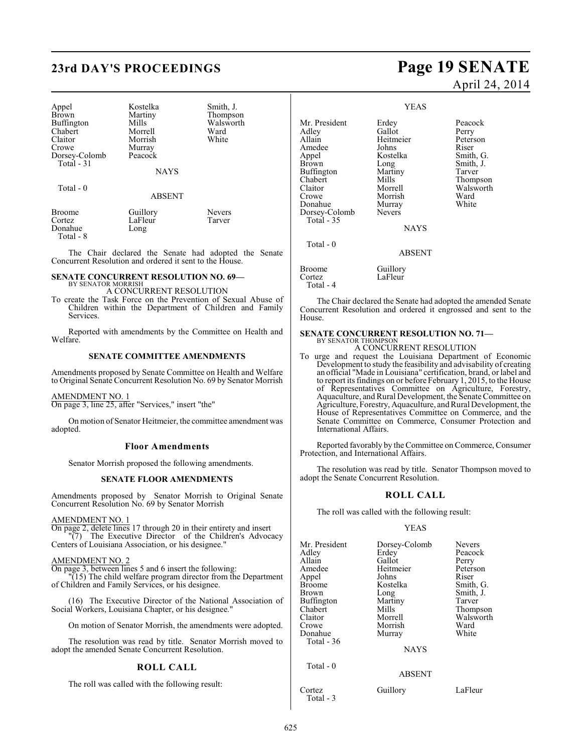| | | |
|---|---|---|
| Appel | Kostelka | Smith, J. |
| Brown | Martiny | Thompson |
| Buffington | Mills | Walsworth |
| Chabert | Morrell | Ward |
| Claitor | Morrish | White |
| Crowe | Murray | |
| Dorsey-Colomb | Peacock | |
| Total - 31 | | |

NAYS

Total - 0

ABSENT

| | | |
|---|---|---|
| Broome | Guillory | Nevers |
| Cortez | LaFleur | Tarver |
| Donahue | Long | |
| Total - 8 | | |

The Chair declared the Senate had adopted the Senate Concurrent Resolution and ordered it sent to the House.

**SENATE CONCURRENT RESOLUTION NO. 69—**
BY SENATOR MORRISH
A CONCURRENT RESOLUTION

To create the Task Force on the Prevention of Sexual Abuse of Children within the Department of Children and Family Services.

Reported with amendments by the Committee on Health and Welfare.

**SENATE COMMITTEE AMENDMENTS**

Amendments proposed by Senate Committee on Health and Welfare to Original Senate Concurrent Resolution No. 69 by Senator Morrish

AMENDMENT NO. 1
On page 3, line 25, after "Services," insert "the"

On motion of Senator Heitmeier, the committee amendment was adopted.

**Floor Amendments**

Senator Morrish proposed the following amendments.

**SENATE FLOOR AMENDMENTS**

Amendments proposed by Senator Morrish to Original Senate Concurrent Resolution No. 69 by Senator Morrish

AMENDMENT NO. 1
On page 2, delete lines 17 through 20 in their entirety and insert
"(7) The Executive Director of the Children's Advocacy Centers of Louisiana Association, or his designee."

AMENDMENT NO. 2
On page 3, between lines 5 and 6 insert the following:
"(15) The child welfare program director from the Department of Children and Family Services, or his designee.

(16) The Executive Director of the National Association of Social Workers, Louisiana Chapter, or his designee."

On motion of Senator Morrish, the amendments were adopted.

The resolution was read by title. Senator Morrish moved to adopt the amended Senate Concurrent Resolution.

**ROLL CALL**

The roll was called with the following result:

YEAS

| | | |
|---|---|---|
| Mr. President | Erdey | Peacock |
| Adley | Gallot | Perry |
| Allain | Heitmeier | Peterson |
| Amedee | Johns | Riser |
| Appel | Kostelka | Smith, G. |
| Brown | Long | Smith, J. |
| Buffington | Martiny | Tarver |
| Chabert | Mills | Thompson |
| Claitor | Morrell | Walsworth |
| Crowe | Morrish | Ward |
| Donahue | Murray | White |
| Dorsey-Colomb | Nevers | |
| Total - 35 | | |

NAYS

Total - 0

ABSENT

| | |
|---|---|
| Broome | Guillory |
| Cortez | LaFleur |
| Total - 4 | |

The Chair declared the Senate had adopted the amended Senate Concurrent Resolution and ordered it engrossed and sent to the House.

**SENATE CONCURRENT RESOLUTION NO. 71—**
BY SENATOR THOMPSON
A CONCURRENT RESOLUTION

To urge and request the Louisiana Department of Economic Development to study the feasibility and advisability of creating an official "Made in Louisiana" certification, brand, or label and to report its findings on or before February 1, 2015, to the House of Representatives Committee on Agriculture, Forestry, Aquaculture, and Rural Development, the Senate Committee on Agriculture, Forestry, Aquaculture, and Rural Development, the House of Representatives Committee on Commerce, and the Senate Committee on Commerce, Consumer Protection and International Affairs.

Reported favorably by the Committee on Commerce, Consumer Protection, and International Affairs.

The resolution was read by title. Senator Thompson moved to adopt the Senate Concurrent Resolution.

**ROLL CALL**

The roll was called with the following result:

YEAS

| | | |
|---|---|---|
| Mr. President | Dorsey-Colomb | Nevers |
| Adley | Erdey | Peacock |
| Allain | Gallot | Perry |
| Amedee | Heitmeier | Peterson |
| Appel | Johns | Riser |
| Broome | Kostelka | Smith, G. |
| Brown | Long | Smith, J. |
| Buffington | Martiny | Tarver |
| Chabert | Mills | Thompson |
| Claitor | Morrell | Walsworth |
| Crowe | Morrish | Ward |
| Donahue | Murray | White |
| Total - 36 | | |

NAYS

Total - 0

ABSENT

| | | |
|---|---|---|
| Cortez | Guillory | LaFleur |
| Total - 3 | | |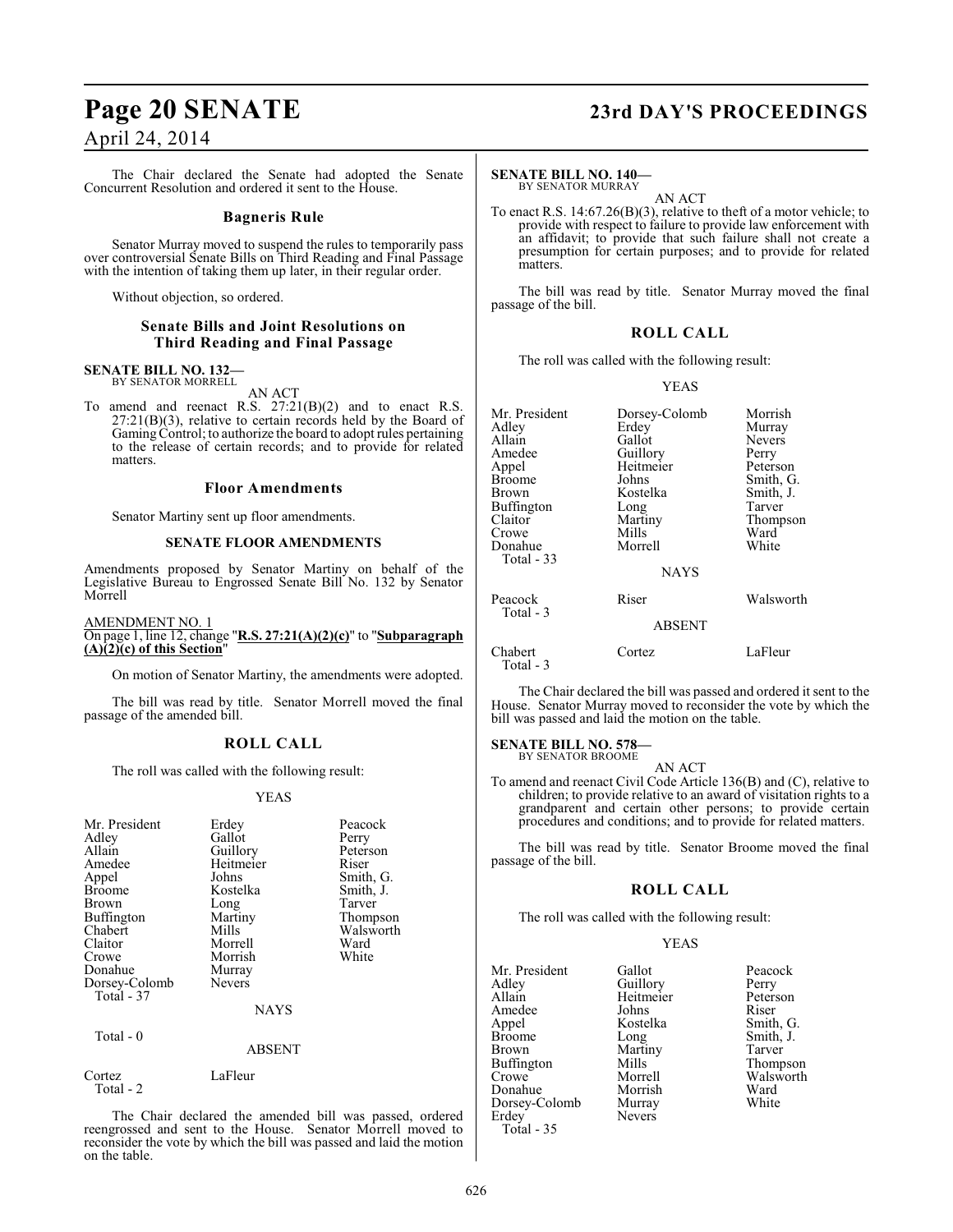The Chair declared the Senate had adopted the Senate Concurrent Resolution and ordered it sent to the House.

### Bagneris Rule

Senator Murray moved to suspend the rules to temporarily pass over controversial Senate Bills on Third Reading and Final Passage with the intention of taking them up later, in their regular order.

Without objection, so ordered.

### Senate Bills and Joint Resolutions on Third Reading and Final Passage

**SENATE BILL NO. 132—**
BY SENATOR MORRELL

AN ACT

To amend and reenact R.S. 27:21(B)(2) and to enact R.S. 27:21(B)(3), relative to certain records held by the Board of Gaming Control; to authorize the board to adopt rules pertaining to the release of certain records; and to provide for related matters.

### Floor Amendments

Senator Martiny sent up floor amendments.

#### SENATE FLOOR AMENDMENTS

Amendments proposed by Senator Martiny on behalf of the Legislative Bureau to Engrossed Senate Bill No. 132 by Senator Morrell

AMENDMENT NO. 1
On page 1, line 12, change "**R.S. 27:21(A)(2)(c)**" to "**Subparagraph (A)(2)(c) of this Section**"

On motion of Senator Martiny, the amendments were adopted.

The bill was read by title. Senator Morrell moved the final passage of the amended bill.

### ROLL CALL

The roll was called with the following result:

YEAS

| | | |
|---|---|---|
| Mr. President | Erdey | Peacock |
| Adley | Gallot | Perry |
| Allain | Guillory | Peterson |
| Amedee | Heitmeier | Riser |
| Appel | Johns | Smith, G. |
| Broome | Kostelka | Smith, J. |
| Brown | Long | Tarver |
| Buffington | Martiny | Thompson |
| Chabert | Mills | Walsworth |
| Claitor | Morrell | Ward |
| Crowe | Morrish | White |
| Donahue | Murray | |
| Dorsey-Colomb | Nevers | |
| Total - 37 | | |

NAYS

Total - 0

ABSENT

| | |
|---|---|
| Cortez | LaFleur |
| Total - 2 | |

The Chair declared the amended bill was passed, ordered reengrossed and sent to the House. Senator Morrell moved to reconsider the vote by which the bill was passed and laid the motion on the table.

**SENATE BILL NO. 140—**
BY SENATOR MURRAY

AN ACT

To enact R.S. 14:67.26(B)(3), relative to theft of a motor vehicle; to provide with respect to failure to provide law enforcement with an affidavit; to provide that such failure shall not create a presumption for certain purposes; and to provide for related matters.

The bill was read by title. Senator Murray moved the final passage of the bill.

### ROLL CALL

The roll was called with the following result:

YEAS

| | | |
|---|---|---|
| Mr. President | Dorsey-Colomb | Morrish |
| Adley | Erdey | Murray |
| Allain | Gallot | Nevers |
| Amedee | Guillory | Perry |
| Appel | Heitmeier | Peterson |
| Broome | Johns | Smith, G. |
| Brown | Kostelka | Smith, J. |
| Buffington | Long | Tarver |
| Claitor | Martiny | Thompson |
| Crowe | Mills | Ward |
| Donahue | Morrell | White |
| Total - 33 | | |

NAYS

| | | |
|---|---|---|
| Peacock | Riser | Walsworth |
| Total - 3 | | |

ABSENT

| | | |
|---|---|---|
| Chabert | Cortez | LaFleur |
| Total - 3 | | |

The Chair declared the bill was passed and ordered it sent to the House. Senator Murray moved to reconsider the vote by which the bill was passed and laid the motion on the table.

**SENATE BILL NO. 578—**
BY SENATOR BROOME

AN ACT

To amend and reenact Civil Code Article 136(B) and (C), relative to children; to provide relative to an award of visitation rights to a grandparent and certain other persons; to provide certain procedures and conditions; and to provide for related matters.

The bill was read by title. Senator Broome moved the final passage of the bill.

### ROLL CALL

The roll was called with the following result:

YEAS

| | | |
|---|---|---|
| Mr. President | Gallot | Peacock |
| Adley | Guillory | Perry |
| Allain | Heitmeier | Peterson |
| Amedee | Johns | Riser |
| Appel | Kostelka | Smith, G. |
| Broome | Long | Smith, J. |
| Brown | Martiny | Tarver |
| Buffington | Mills | Thompson |
| Crowe | Morrell | Walsworth |
| Donahue | Morrish | Ward |
| Dorsey-Colomb | Murray | White |
| Erdey | Nevers | |
| Total - 35 | | |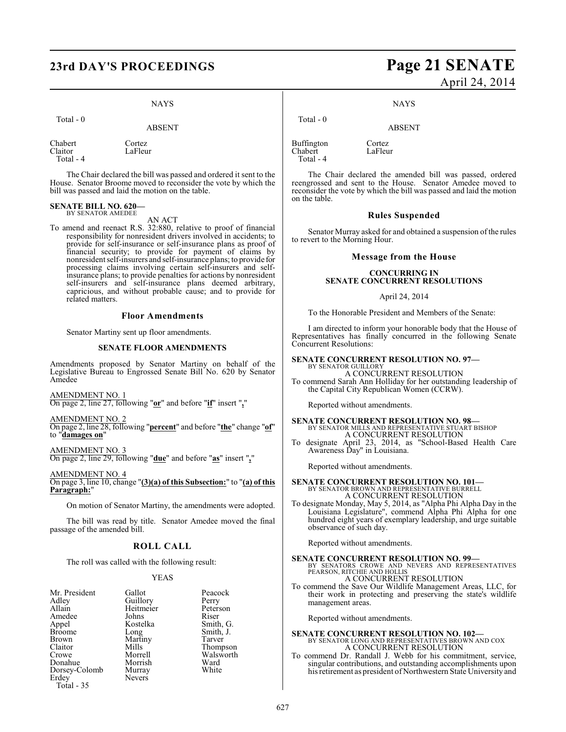NAYS

Total - 0

ABSENT

| | |
|---|---|
| Chabert | Cortez |
| Claitor | LaFleur |
| Total - 4 | |

The Chair declared the bill was passed and ordered it sent to the House. Senator Broome moved to reconsider the vote by which the bill was passed and laid the motion on the table.

**SENATE BILL NO. 620—**
BY SENATOR AMEDEE

AN ACT

To amend and reenact R.S. 32:880, relative to proof of financial responsibility for nonresident drivers involved in accidents; to provide for self-insurance or self-insurance plans as proof of financial security; to provide for payment of claims by nonresident self-insurers and self-insurance plans; to provide for processing claims involving certain self-insurers and self-insurance plans; to provide penalties for actions by nonresident self-insurers and self-insurance plans deemed arbitrary, capricious, and without probable cause; and to provide for related matters.

### Floor Amendments

Senator Martiny sent up floor amendments.

#### SENATE FLOOR AMENDMENTS

Amendments proposed by Senator Martiny on behalf of the Legislative Bureau to Engrossed Senate Bill No. 620 by Senator Amedee

AMENDMENT NO. 1
On page 2, line 27, following "**or**" and before "**if**" insert "**,**"

AMENDMENT NO. 2
On page 2, line 28, following "**percent**" and before "**the**" change "**of**" to "**damages on**"

AMENDMENT NO. 3
On page 2, line 29, following "**due**" and before "**as**" insert "**,**"

AMENDMENT NO. 4
On page 3, line 10, change "**(3)(a) of this Subsection:**" to "**(a) of this Paragraph:**"

On motion of Senator Martiny, the amendments were adopted.

The bill was read by title. Senator Amedee moved the final passage of the amended bill.

### ROLL CALL

The roll was called with the following result:

YEAS

| | | |
|---|---|---|
| Mr. President | Gallot | Peacock |
| Adley | Guillory | Perry |
| Allain | Heitmeier | Peterson |
| Amedee | Johns | Riser |
| Appel | Kostelka | Smith, G. |
| Broome | Long | Smith, J. |
| Brown | Martiny | Tarver |
| Claitor | Mills | Thompson |
| Crowe | Morrell | Walsworth |
| Donahue | Morrish | Ward |
| Dorsey-Colomb | Murray | White |
| Erdey | Nevers | |
| Total - 35 | | |

NAYS

Total - 0

ABSENT

| | |
|---|---|
| Buffington | Cortez |
| Chabert | LaFleur |
| Total - 4 | |

The Chair declared the amended bill was passed, ordered reengrossed and sent to the House. Senator Amedee moved to reconsider the vote by which the bill was passed and laid the motion on the table.

### Rules Suspended

Senator Murray asked for and obtained a suspension of the rules to revert to the Morning Hour.

### Message from the House

#### CONCURRING IN SENATE CONCURRENT RESOLUTIONS

April 24, 2014

To the Honorable President and Members of the Senate:

I am directed to inform your honorable body that the House of Representatives has finally concurred in the following Senate Concurrent Resolutions:

**SENATE CONCURRENT RESOLUTION NO. 97—**
BY SENATOR GUILLORY

A CONCURRENT RESOLUTION

To commend Sarah Ann Holliday for her outstanding leadership of the Capital City Republican Women (CCRW).

Reported without amendments.

**SENATE CONCURRENT RESOLUTION NO. 98—**
BY SENATOR MILLS AND REPRESENTATIVE STUART BISHOP

A CONCURRENT RESOLUTION

To designate April 23, 2014, as "School-Based Health Care Awareness Day" in Louisiana.

Reported without amendments.

**SENATE CONCURRENT RESOLUTION NO. 101—**
BY SENATOR BROWN AND REPRESENTATIVE BURRELL

A CONCURRENT RESOLUTION

To designate Monday, May 5, 2014, as "Alpha Phi Alpha Day in the Louisiana Legislature", commend Alpha Phi Alpha for one hundred eight years of exemplary leadership, and urge suitable observance of such day.

Reported without amendments.

**SENATE CONCURRENT RESOLUTION NO. 99—**
BY SENATORS CROWE AND NEVERS AND REPRESENTATIVES PEARSON, RITCHIE AND HOLLIS

A CONCURRENT RESOLUTION

To commend the Save Our Wildlife Management Areas, LLC, for their work in protecting and preserving the state's wildlife management areas.

Reported without amendments.

**SENATE CONCURRENT RESOLUTION NO. 102—**
BY SENATOR LONG AND REPRESENTATIVES BROWN AND COX

A CONCURRENT RESOLUTION

To commend Dr. Randall J. Webb for his commitment, service, singular contributions, and outstanding accomplishments upon his retirement as president of Northwestern State University and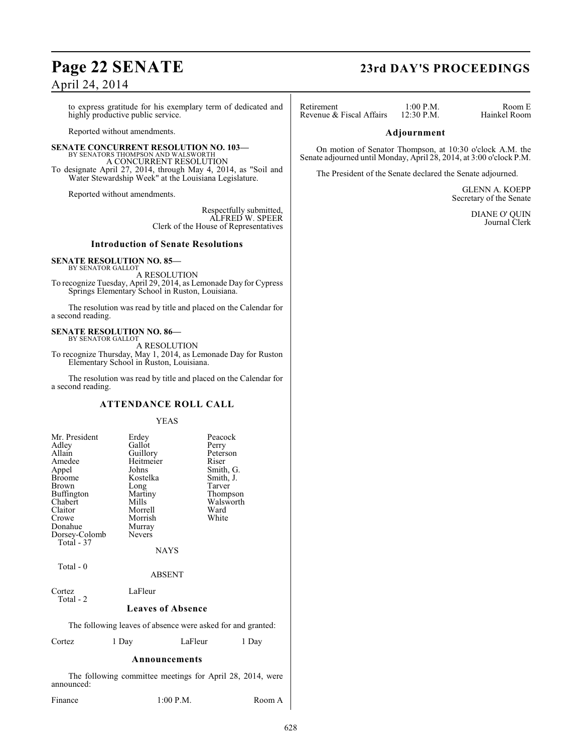to express gratitude for his exemplary term of dedicated and highly productive public service.

Reported without amendments.

**SENATE CONCURRENT RESOLUTION NO. 103—**
BY SENATORS THOMPSON AND WALSWORTH
A CONCURRENT RESOLUTION
To designate April 27, 2014, through May 4, 2014, as "Soil and Water Stewardship Week" at the Louisiana Legislature.

Reported without amendments.

Respectfully submitted,
ALFRED W. SPEER
Clerk of the House of Representatives

### Introduction of Senate Resolutions

**SENATE RESOLUTION NO. 85—**
BY SENATOR GALLOT
A RESOLUTION
To recognize Tuesday, April 29, 2014, as Lemonade Day for Cypress Springs Elementary School in Ruston, Louisiana.

The resolution was read by title and placed on the Calendar for a second reading.

**SENATE RESOLUTION NO. 86—**
BY SENATOR GALLOT
A RESOLUTION
To recognize Thursday, May 1, 2014, as Lemonade Day for Ruston Elementary School in Ruston, Louisiana.

The resolution was read by title and placed on the Calendar for a second reading.

### ATTENDANCE ROLL CALL

YEAS

| | | |
|---|---|---|
| Mr. President | Erdey | Peacock |
| Adley | Gallot | Perry |
| Allain | Guillory | Peterson |
| Amedee | Heitmeier | Riser |
| Appel | Johns | Smith, G. |
| Broome | Kostelka | Smith, J. |
| Brown | Long | Tarver |
| Buffington | Martiny | Thompson |
| Chabert | Mills | Walsworth |
| Claitor | Morrell | Ward |
| Crowe | Morrish | White |
| Donahue | Murray | |
| Dorsey-Colomb | Nevers | |

Total - 37

NAYS

Total - 0

ABSENT

Cortez LaFleur

Total - 2

### Leaves of Absence

The following leaves of absence were asked for and granted:

| | | | |
|---|---|---|---|
| Cortez | 1 Day | LaFleur | 1 Day |

### Announcements

The following committee meetings for April 28, 2014, were announced:

| | | |
|---|---|---|
| Finance | 1:00 P.M. | Room A |
| Retirement | 1:00 P.M. | Room E |
| Revenue & Fiscal Affairs | 12:30 P.M. | Hainkel Room |

### Adjournment

On motion of Senator Thompson, at 10:30 o'clock A.M. the Senate adjourned until Monday, April 28, 2014, at 3:00 o'clock P.M.

The President of the Senate declared the Senate adjourned.

GLENN A. KOEPP
Secretary of the Senate

DIANE O' QUIN
Journal Clerk